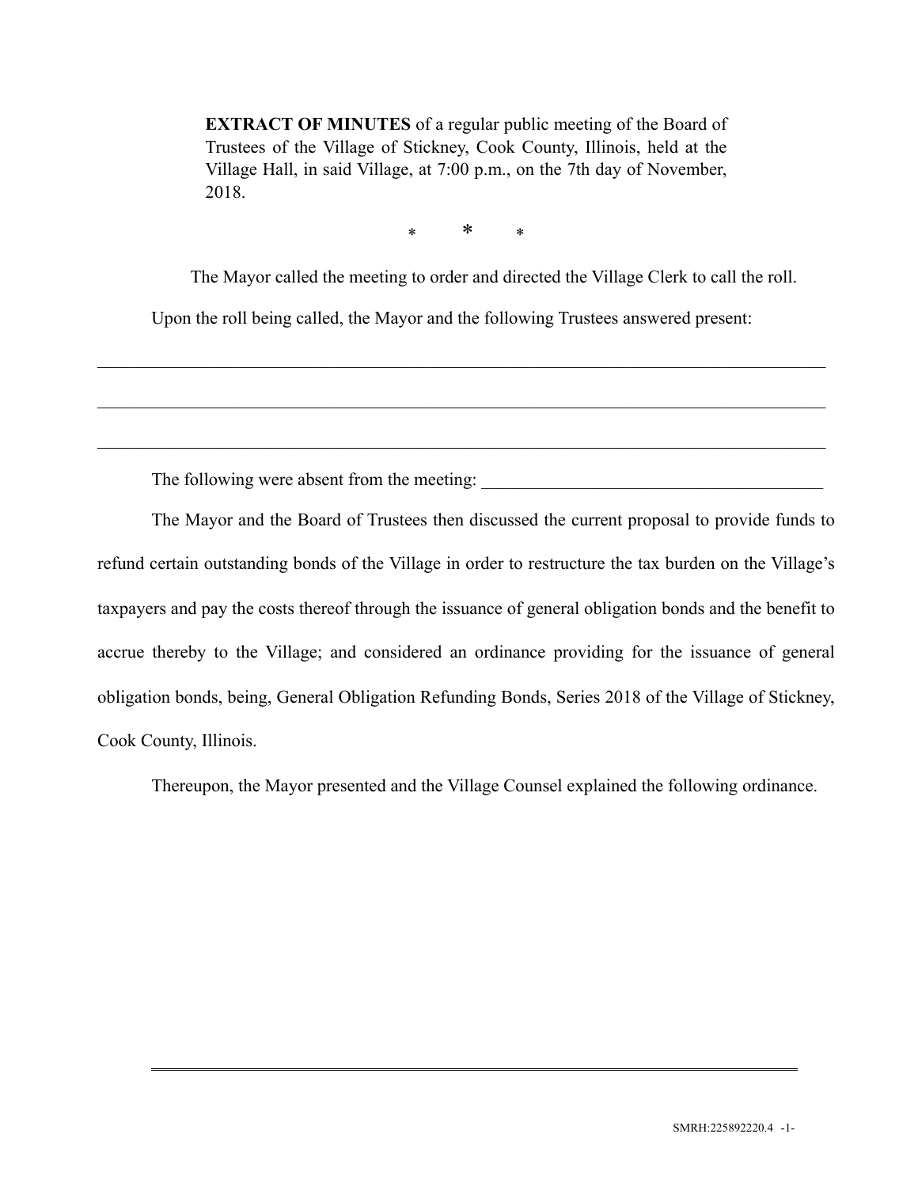**EXTRACT OF MINUTES** of a regular public meeting of the Board of Trustees of the Village of Stickney, Cook County, Illinois, held at the Village Hall, in said Village, at 7:00 p.m., on the 7th day of November, 2018.

\* \* \*

The Mayor called the meeting to order and directed the Village Clerk to call the roll.

Upon the roll being called, the Mayor and the following Trustees answered present:

\_\_\_\_\_\_\_\_\_\_\_\_\_\_\_\_\_\_\_\_\_\_\_\_\_\_\_\_\_\_\_\_\_\_\_\_\_\_\_\_\_\_\_\_\_\_\_\_\_\_\_\_\_\_\_\_\_\_\_\_\_\_\_\_\_\_\_\_\_\_\_\_\_\_\_\_

\_\_\_\_\_\_\_\_\_\_\_\_\_\_\_\_\_\_\_\_\_\_\_\_\_\_\_\_\_\_\_\_\_\_\_\_\_\_\_\_\_\_\_\_\_\_\_\_\_\_\_\_\_\_\_\_\_\_\_\_\_\_\_\_\_\_\_\_\_\_\_\_\_\_\_\_

\_\_\_\_\_\_\_\_\_\_\_\_\_\_\_\_\_\_\_\_\_\_\_\_\_\_\_\_\_\_\_\_\_\_\_\_\_\_\_\_\_\_\_\_\_\_\_\_\_\_\_\_\_\_\_\_\_\_\_\_\_\_\_\_\_\_\_\_\_\_\_\_\_\_\_\_

The following were absent from the meeting: \_\_\_\_\_\_\_\_\_\_\_\_\_\_\_\_\_\_\_\_\_\_\_\_\_\_\_\_\_\_\_\_\_\_\_\_\_\_\_

The Mayor and the Board of Trustees then discussed the current proposal to provide funds to refund certain outstanding bonds of the Village in order to restructure the tax burden on the Village's taxpayers and pay the costs thereof through the issuance of general obligation bonds and the benefit to accrue thereby to the Village; and considered an ordinance providing for the issuance of general obligation bonds, being, General Obligation Refunding Bonds, Series 2018 of the Village of Stickney, Cook County, Illinois.

Thereupon, the Mayor presented and the Village Counsel explained the following ordinance.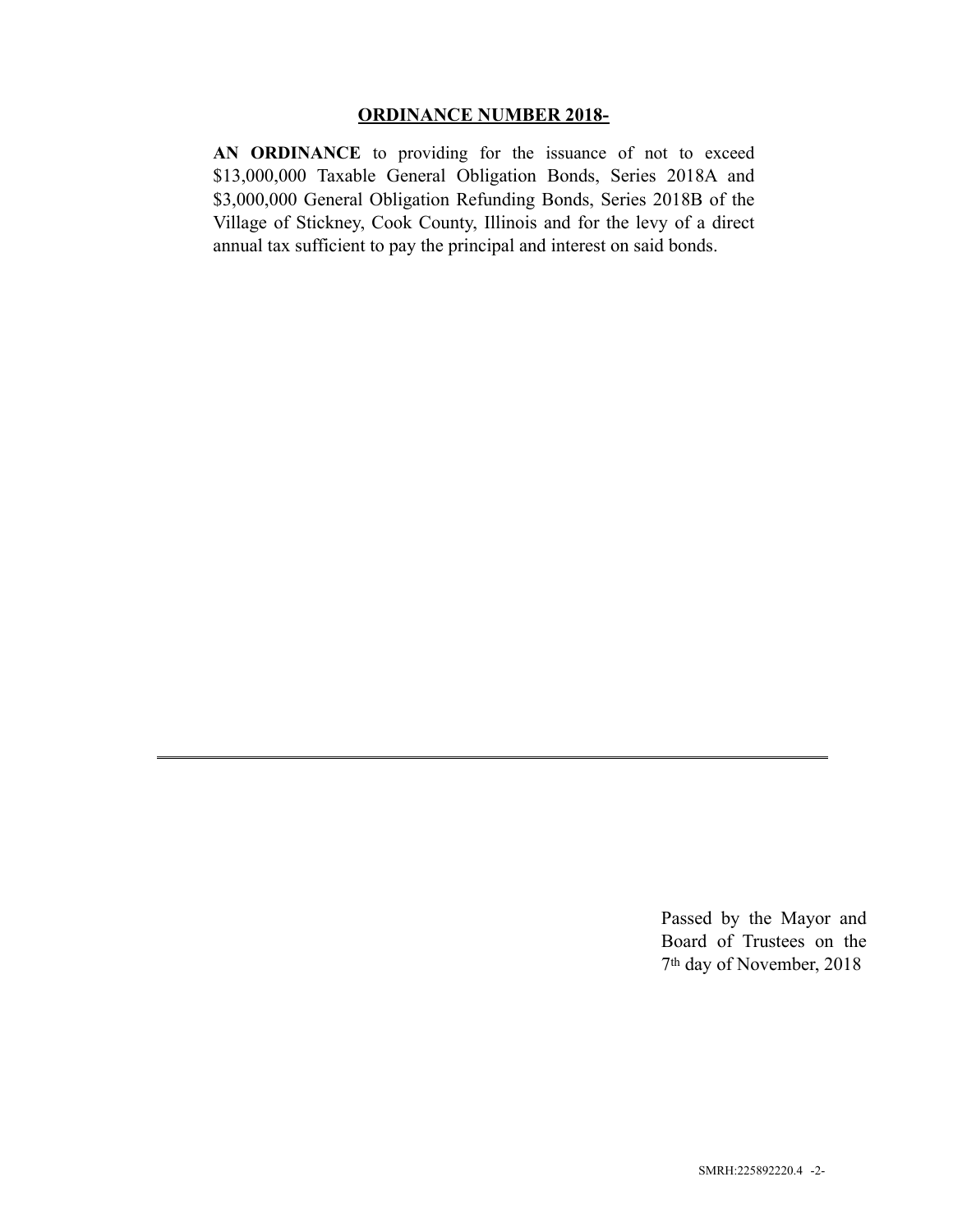## ORDINANCE NUMBER 2018-

**AN ORDINANCE** to providing for the issuance of not to exceed $13,000,000 Taxable General Obligation Bonds, Series 2018A and $3,000,000 General Obligation Refunding Bonds, Series 2018B of the Village of Stickney, Cook County, Illinois and for the levy of a direct annual tax sufficient to pay the principal and interest on said bonds.

---

Passed by the Mayor and Board of Trustees on the 7th day of November, 2018

SMRH:225892220.4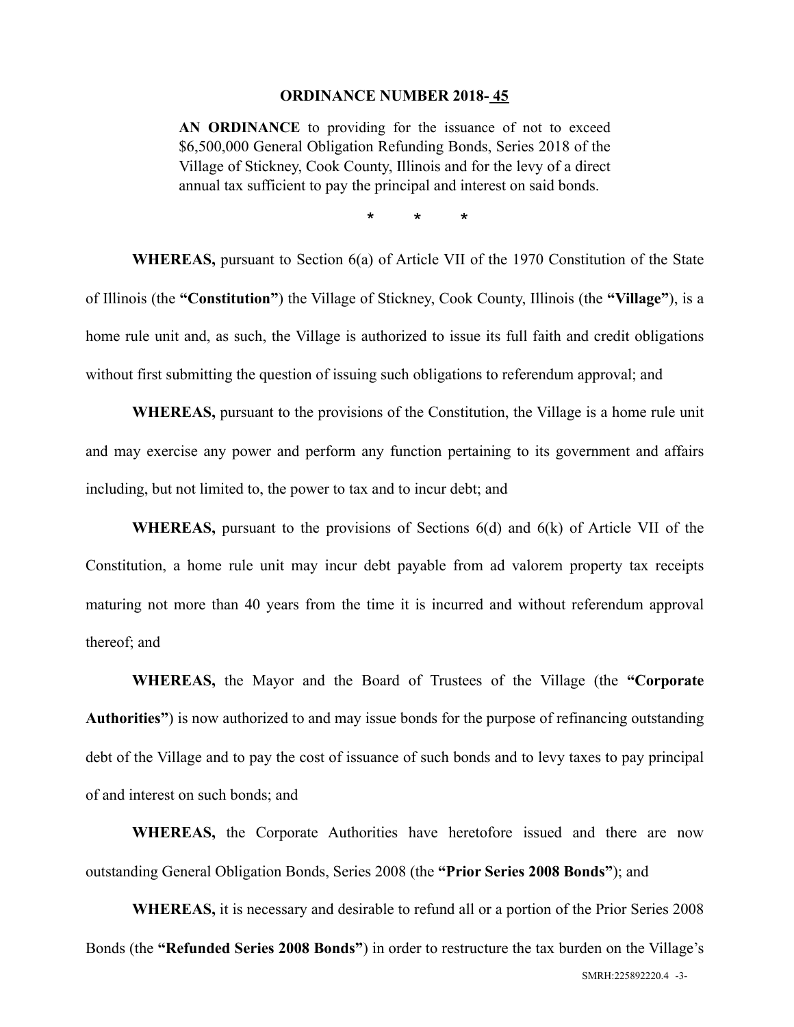**ORDINANCE NUMBER 2018- 45**

**AN ORDINANCE** to providing for the issuance of not to exceed $6,500,000 General Obligation Refunding Bonds, Series 2018 of the Village of Stickney, Cook County, Illinois and for the levy of a direct annual tax sufficient to pay the principal and interest on said bonds.

\* \* \*

**WHEREAS,** pursuant to Section 6(a) of Article VII of the 1970 Constitution of the State of Illinois (the **"Constitution"**) the Village of Stickney, Cook County, Illinois (the **"Village"**), is a home rule unit and, as such, the Village is authorized to issue its full faith and credit obligations without first submitting the question of issuing such obligations to referendum approval; and

**WHEREAS,** pursuant to the provisions of the Constitution, the Village is a home rule unit and may exercise any power and perform any function pertaining to its government and affairs including, but not limited to, the power to tax and to incur debt; and

**WHEREAS,** pursuant to the provisions of Sections 6(d) and 6(k) of Article VII of the Constitution, a home rule unit may incur debt payable from ad valorem property tax receipts maturing not more than 40 years from the time it is incurred and without referendum approval thereof; and

**WHEREAS,** the Mayor and the Board of Trustees of the Village (the **"Corporate Authorities"**) is now authorized to and may issue bonds for the purpose of refinancing outstanding debt of the Village and to pay the cost of issuance of such bonds and to levy taxes to pay principal of and interest on such bonds; and

**WHEREAS,** the Corporate Authorities have heretofore issued and there are now outstanding General Obligation Bonds, Series 2008 (the **"Prior Series 2008 Bonds"**); and

**WHEREAS,** it is necessary and desirable to refund all or a portion of the Prior Series 2008 Bonds (the **"Refunded Series 2008 Bonds"**) in order to restructure the tax burden on the Village's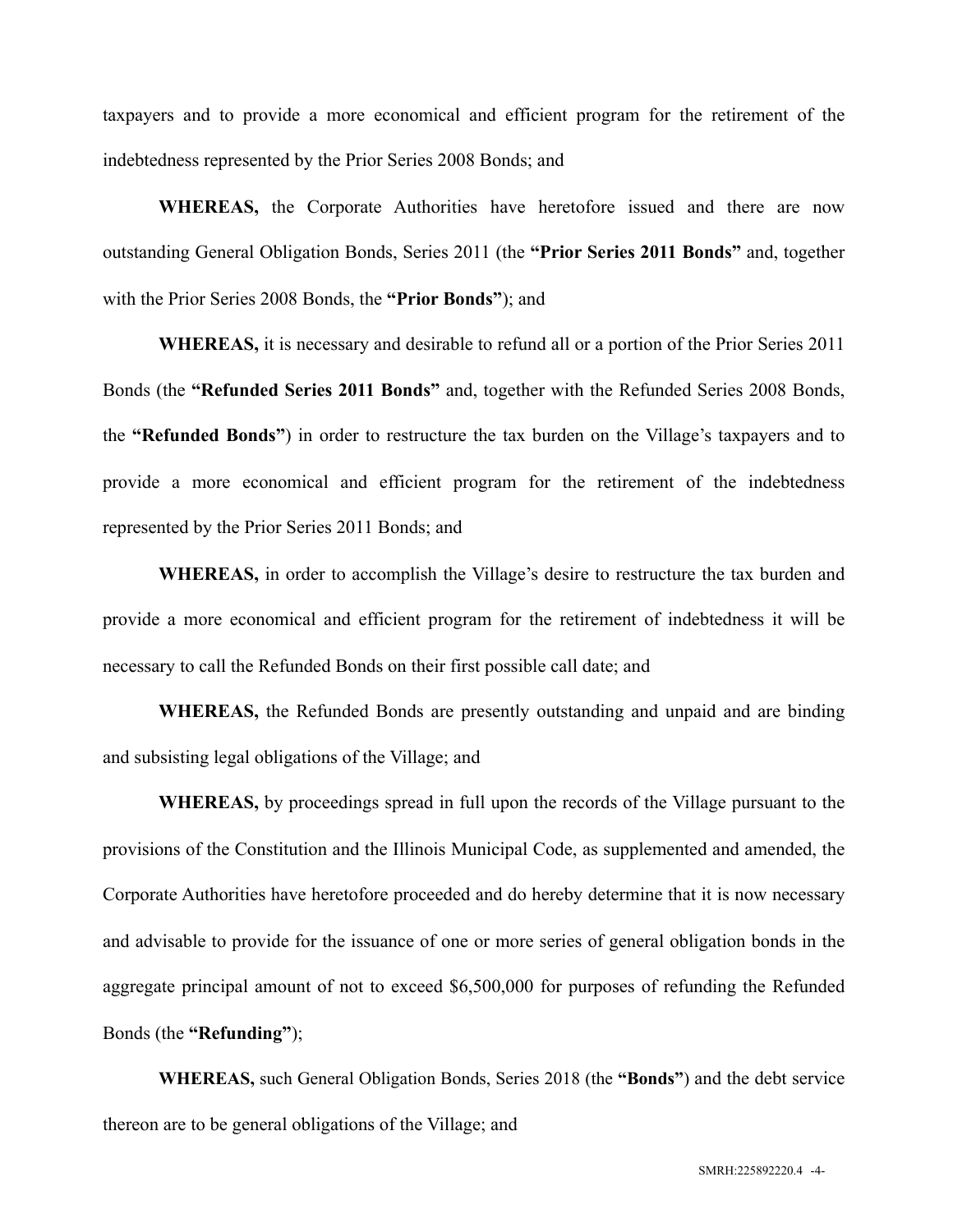taxpayers and to provide a more economical and efficient program for the retirement of the indebtedness represented by the Prior Series 2008 Bonds; and

**WHEREAS,** the Corporate Authorities have heretofore issued and there are now outstanding General Obligation Bonds, Series 2011 (the **"Prior Series 2011 Bonds"** and, together with the Prior Series 2008 Bonds, the **"Prior Bonds"**); and

**WHEREAS,** it is necessary and desirable to refund all or a portion of the Prior Series 2011 Bonds (the **"Refunded Series 2011 Bonds"** and, together with the Refunded Series 2008 Bonds, the **"Refunded Bonds"**) in order to restructure the tax burden on the Village's taxpayers and to provide a more economical and efficient program for the retirement of the indebtedness represented by the Prior Series 2011 Bonds; and

**WHEREAS,** in order to accomplish the Village's desire to restructure the tax burden and provide a more economical and efficient program for the retirement of indebtedness it will be necessary to call the Refunded Bonds on their first possible call date; and

**WHEREAS,** the Refunded Bonds are presently outstanding and unpaid and are binding and subsisting legal obligations of the Village; and

**WHEREAS,** by proceedings spread in full upon the records of the Village pursuant to the provisions of the Constitution and the Illinois Municipal Code, as supplemented and amended, the Corporate Authorities have heretofore proceeded and do hereby determine that it is now necessary and advisable to provide for the issuance of one or more series of general obligation bonds in the aggregate principal amount of not to exceed $6,500,000 for purposes of refunding the Refunded Bonds (the **"Refunding"**);

**WHEREAS,** such General Obligation Bonds, Series 2018 (the **"Bonds"**) and the debt service thereon are to be general obligations of the Village; and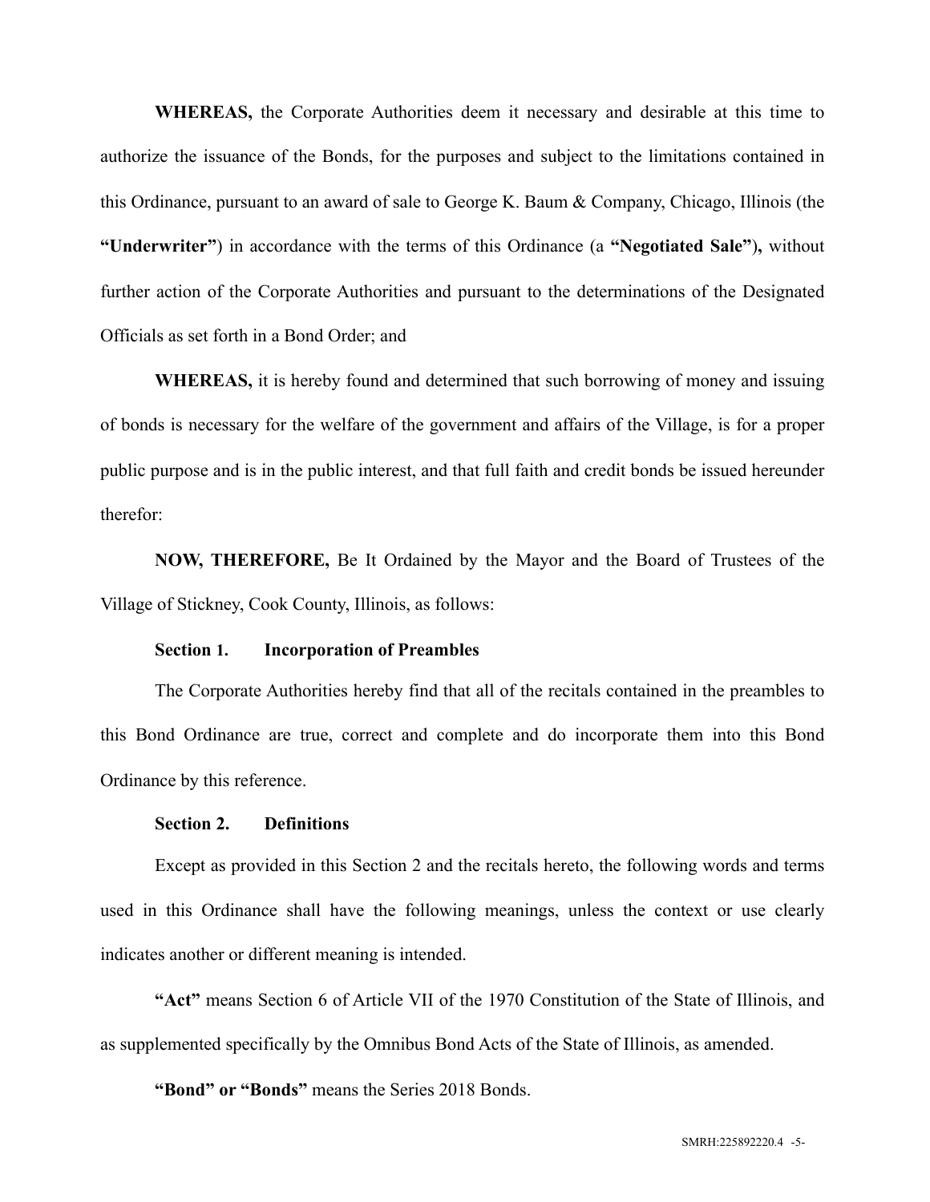**WHEREAS,** the Corporate Authorities deem it necessary and desirable at this time to authorize the issuance of the Bonds, for the purposes and subject to the limitations contained in this Ordinance, pursuant to an award of sale to George K. Baum & Company, Chicago, Illinois (the **"Underwriter"**) in accordance with the terms of this Ordinance (a **"Negotiated Sale"**), without further action of the Corporate Authorities and pursuant to the determinations of the Designated Officials as set forth in a Bond Order; and

**WHEREAS,** it is hereby found and determined that such borrowing of money and issuing of bonds is necessary for the welfare of the government and affairs of the Village, is for a proper public purpose and is in the public interest, and that full faith and credit bonds be issued hereunder therefor:

**NOW, THEREFORE,** Be It Ordained by the Mayor and the Board of Trustees of the Village of Stickney, Cook County, Illinois, as follows:

**Section 1. Incorporation of Preambles**

The Corporate Authorities hereby find that all of the recitals contained in the preambles to this Bond Ordinance are true, correct and complete and do incorporate them into this Bond Ordinance by this reference.

**Section 2. Definitions**

Except as provided in this Section 2 and the recitals hereto, the following words and terms used in this Ordinance shall have the following meanings, unless the context or use clearly indicates another or different meaning is intended.

**"Act"** means Section 6 of Article VII of the 1970 Constitution of the State of Illinois, and as supplemented specifically by the Omnibus Bond Acts of the State of Illinois, as amended.

**"Bond" or "Bonds"** means the Series 2018 Bonds.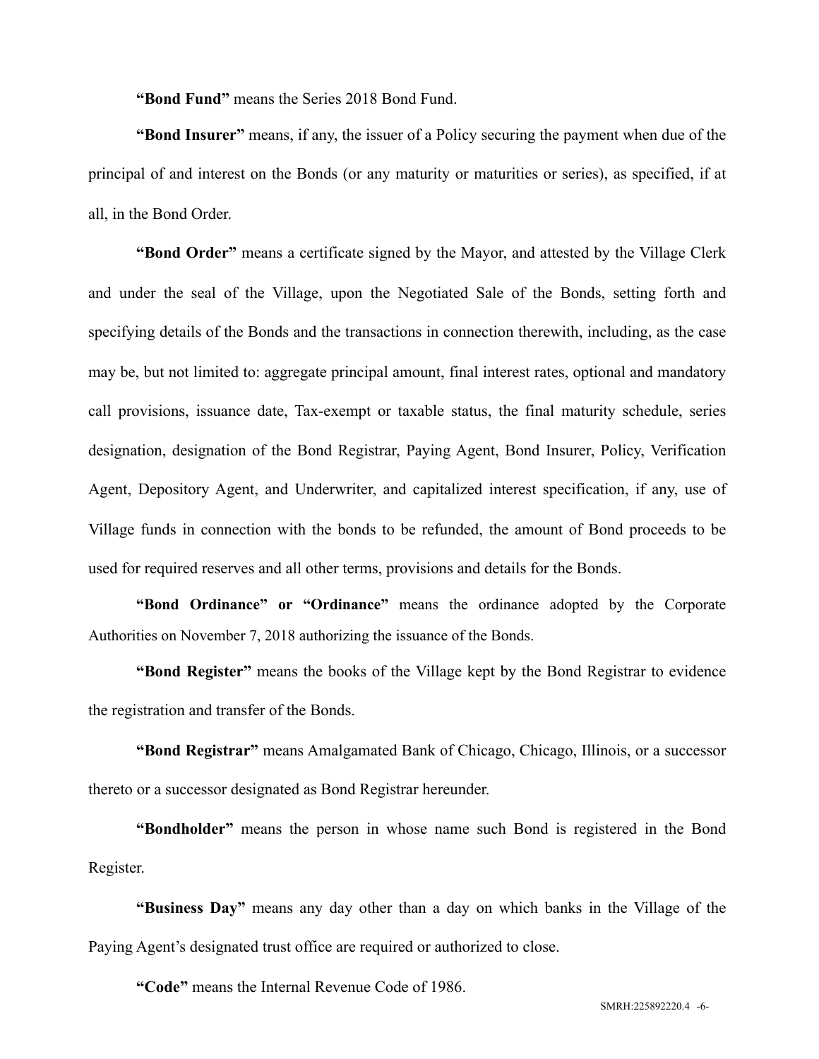**"Bond Fund"** means the Series 2018 Bond Fund.

**"Bond Insurer"** means, if any, the issuer of a Policy securing the payment when due of the principal of and interest on the Bonds (or any maturity or maturities or series), as specified, if at all, in the Bond Order.

**"Bond Order"** means a certificate signed by the Mayor, and attested by the Village Clerk and under the seal of the Village, upon the Negotiated Sale of the Bonds, setting forth and specifying details of the Bonds and the transactions in connection therewith, including, as the case may be, but not limited to: aggregate principal amount, final interest rates, optional and mandatory call provisions, issuance date, Tax-exempt or taxable status, the final maturity schedule, series designation, designation of the Bond Registrar, Paying Agent, Bond Insurer, Policy, Verification Agent, Depository Agent, and Underwriter, and capitalized interest specification, if any, use of Village funds in connection with the bonds to be refunded, the amount of Bond proceeds to be used for required reserves and all other terms, provisions and details for the Bonds.

**"Bond Ordinance" or "Ordinance"** means the ordinance adopted by the Corporate Authorities on November 7, 2018 authorizing the issuance of the Bonds.

**"Bond Register"** means the books of the Village kept by the Bond Registrar to evidence the registration and transfer of the Bonds.

**"Bond Registrar"** means Amalgamated Bank of Chicago, Chicago, Illinois, or a successor thereto or a successor designated as Bond Registrar hereunder.

**"Bondholder"** means the person in whose name such Bond is registered in the Bond Register.

**"Business Day"** means any day other than a day on which banks in the Village of the Paying Agent's designated trust office are required or authorized to close.

**"Code"** means the Internal Revenue Code of 1986.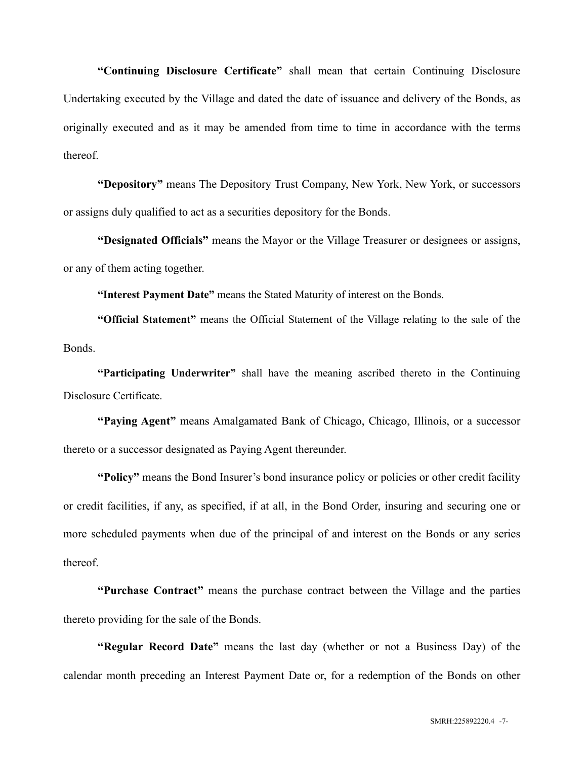**"Continuing Disclosure Certificate"** shall mean that certain Continuing Disclosure Undertaking executed by the Village and dated the date of issuance and delivery of the Bonds, as originally executed and as it may be amended from time to time in accordance with the terms thereof.

**"Depository"** means The Depository Trust Company, New York, New York, or successors or assigns duly qualified to act as a securities depository for the Bonds.

**"Designated Officials"** means the Mayor or the Village Treasurer or designees or assigns, or any of them acting together.

**"Interest Payment Date"** means the Stated Maturity of interest on the Bonds.

**"Official Statement"** means the Official Statement of the Village relating to the sale of the Bonds.

**"Participating Underwriter"** shall have the meaning ascribed thereto in the Continuing Disclosure Certificate.

**"Paying Agent"** means Amalgamated Bank of Chicago, Chicago, Illinois, or a successor thereto or a successor designated as Paying Agent thereunder.

**"Policy"** means the Bond Insurer's bond insurance policy or policies or other credit facility or credit facilities, if any, as specified, if at all, in the Bond Order, insuring and securing one or more scheduled payments when due of the principal of and interest on the Bonds or any series thereof.

**"Purchase Contract"** means the purchase contract between the Village and the parties thereto providing for the sale of the Bonds.

**"Regular Record Date"** means the last day (whether or not a Business Day) of the calendar month preceding an Interest Payment Date or, for a redemption of the Bonds on other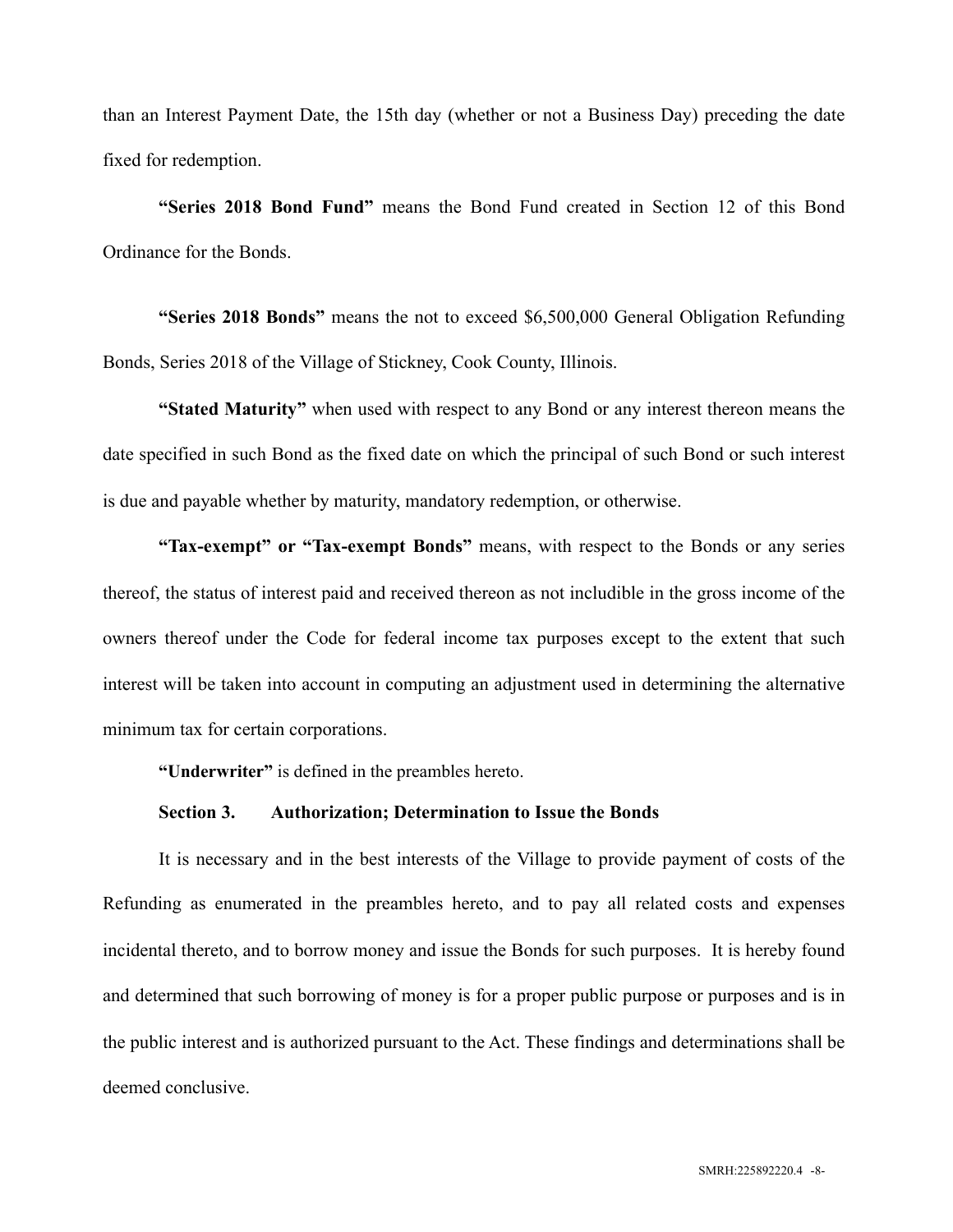than an Interest Payment Date, the 15th day (whether or not a Business Day) preceding the date fixed for redemption.

**"Series 2018 Bond Fund"** means the Bond Fund created in Section 12 of this Bond Ordinance for the Bonds.

**"Series 2018 Bonds"** means the not to exceed $6,500,000 General Obligation Refunding Bonds, Series 2018 of the Village of Stickney, Cook County, Illinois.

**"Stated Maturity"** when used with respect to any Bond or any interest thereon means the date specified in such Bond as the fixed date on which the principal of such Bond or such interest is due and payable whether by maturity, mandatory redemption, or otherwise.

**"Tax-exempt" or "Tax-exempt Bonds"** means, with respect to the Bonds or any series thereof, the status of interest paid and received thereon as not includible in the gross income of the owners thereof under the Code for federal income tax purposes except to the extent that such interest will be taken into account in computing an adjustment used in determining the alternative minimum tax for certain corporations.

**"Underwriter"** is defined in the preambles hereto.

### Section 3. Authorization; Determination to Issue the Bonds

It is necessary and in the best interests of the Village to provide payment of costs of the Refunding as enumerated in the preambles hereto, and to pay all related costs and expenses incidental thereto, and to borrow money and issue the Bonds for such purposes. It is hereby found and determined that such borrowing of money is for a proper public purpose or purposes and is in the public interest and is authorized pursuant to the Act. These findings and determinations shall be deemed conclusive.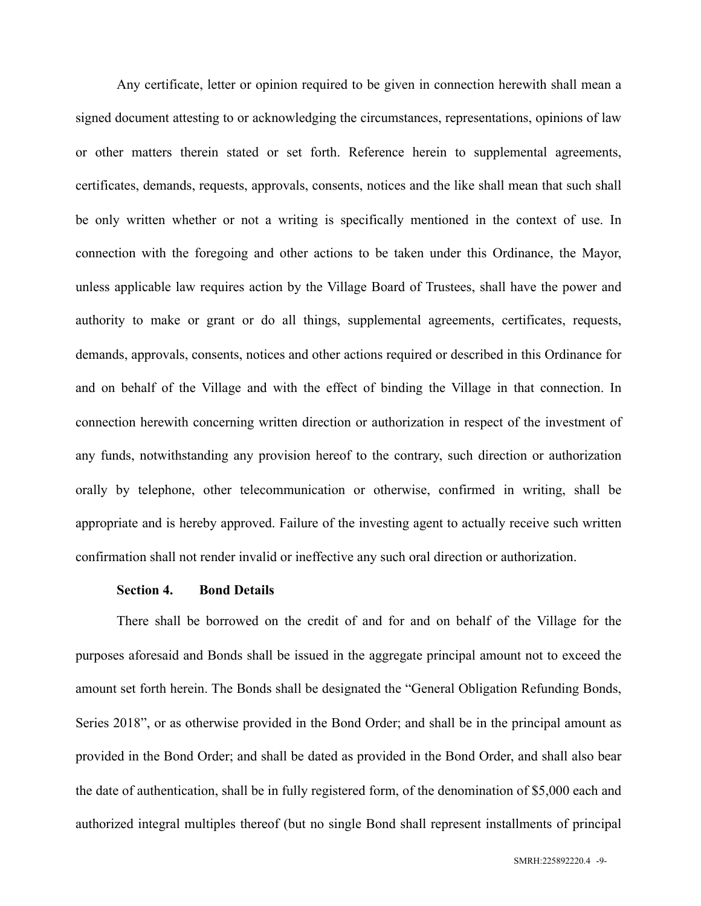Any certificate, letter or opinion required to be given in connection herewith shall mean a signed document attesting to or acknowledging the circumstances, representations, opinions of law or other matters therein stated or set forth. Reference herein to supplemental agreements, certificates, demands, requests, approvals, consents, notices and the like shall mean that such shall be only written whether or not a writing is specifically mentioned in the context of use. In connection with the foregoing and other actions to be taken under this Ordinance, the Mayor, unless applicable law requires action by the Village Board of Trustees, shall have the power and authority to make or grant or do all things, supplemental agreements, certificates, requests, demands, approvals, consents, notices and other actions required or described in this Ordinance for and on behalf of the Village and with the effect of binding the Village in that connection. In connection herewith concerning written direction or authorization in respect of the investment of any funds, notwithstanding any provision hereof to the contrary, such direction or authorization orally by telephone, other telecommunication or otherwise, confirmed in writing, shall be appropriate and is hereby approved. Failure of the investing agent to actually receive such written confirmation shall not render invalid or ineffective any such oral direction or authorization.

**Section 4. Bond Details**

There shall be borrowed on the credit of and for and on behalf of the Village for the purposes aforesaid and Bonds shall be issued in the aggregate principal amount not to exceed the amount set forth herein. The Bonds shall be designated the "General Obligation Refunding Bonds, Series 2018", or as otherwise provided in the Bond Order; and shall be in the principal amount as provided in the Bond Order; and shall be dated as provided in the Bond Order, and shall also bear the date of authentication, shall be in fully registered form, of the denomination of $5,000 each and authorized integral multiples thereof (but no single Bond shall represent installments of principal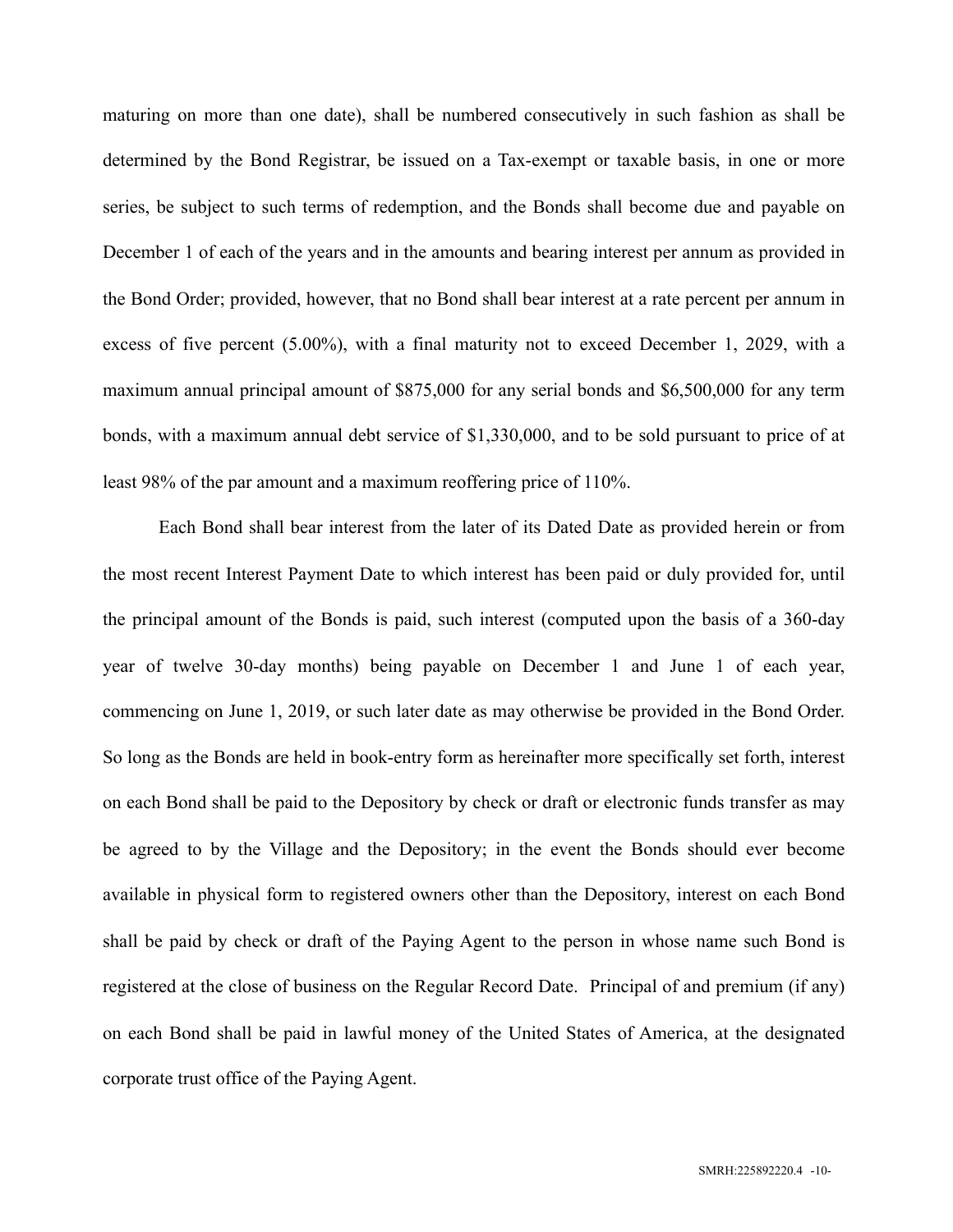maturing on more than one date), shall be numbered consecutively in such fashion as shall be determined by the Bond Registrar, be issued on a Tax-exempt or taxable basis, in one or more series, be subject to such terms of redemption, and the Bonds shall become due and payable on December 1 of each of the years and in the amounts and bearing interest per annum as provided in the Bond Order; provided, however, that no Bond shall bear interest at a rate percent per annum in excess of five percent (5.00%), with a final maturity not to exceed December 1, 2029, with a maximum annual principal amount of $875,000 for any serial bonds and $6,500,000 for any term bonds, with a maximum annual debt service of $1,330,000, and to be sold pursuant to price of at least 98% of the par amount and a maximum reoffering price of 110%.

Each Bond shall bear interest from the later of its Dated Date as provided herein or from the most recent Interest Payment Date to which interest has been paid or duly provided for, until the principal amount of the Bonds is paid, such interest (computed upon the basis of a 360-day year of twelve 30-day months) being payable on December 1 and June 1 of each year, commencing on June 1, 2019, or such later date as may otherwise be provided in the Bond Order. So long as the Bonds are held in book-entry form as hereinafter more specifically set forth, interest on each Bond shall be paid to the Depository by check or draft or electronic funds transfer as may be agreed to by the Village and the Depository; in the event the Bonds should ever become available in physical form to registered owners other than the Depository, interest on each Bond shall be paid by check or draft of the Paying Agent to the person in whose name such Bond is registered at the close of business on the Regular Record Date. Principal of and premium (if any) on each Bond shall be paid in lawful money of the United States of America, at the designated corporate trust office of the Paying Agent.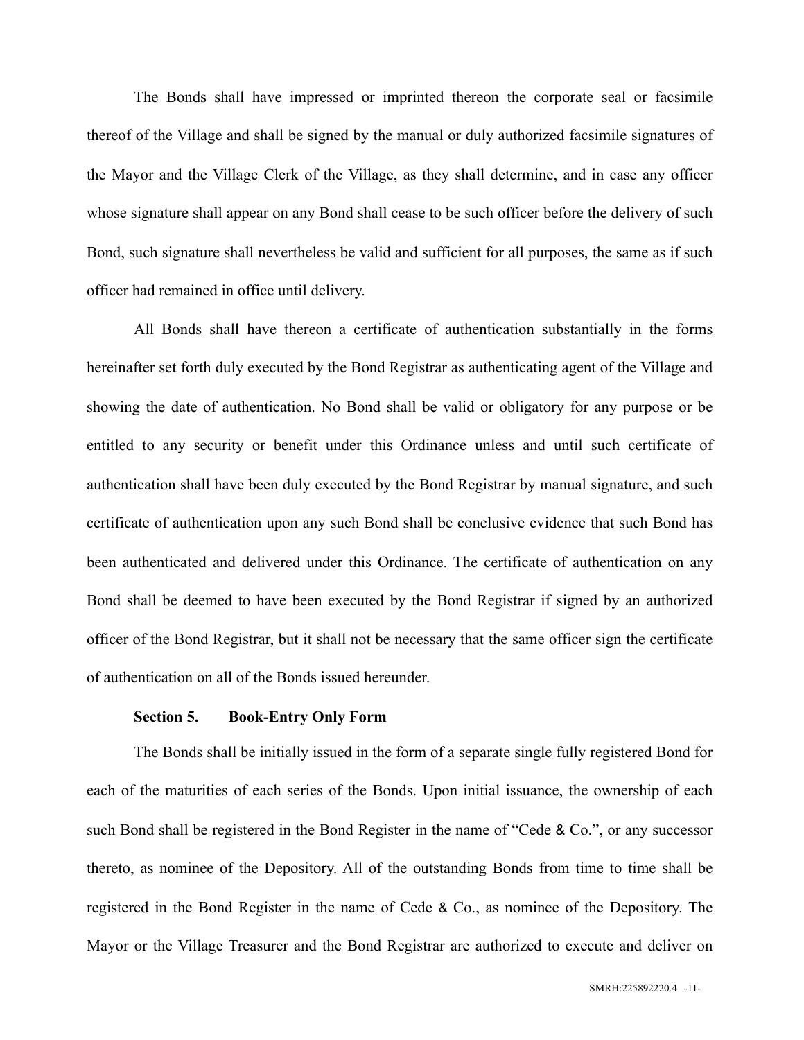The Bonds shall have impressed or imprinted thereon the corporate seal or facsimile thereof of the Village and shall be signed by the manual or duly authorized facsimile signatures of the Mayor and the Village Clerk of the Village, as they shall determine, and in case any officer whose signature shall appear on any Bond shall cease to be such officer before the delivery of such Bond, such signature shall nevertheless be valid and sufficient for all purposes, the same as if such officer had remained in office until delivery.

All Bonds shall have thereon a certificate of authentication substantially in the forms hereinafter set forth duly executed by the Bond Registrar as authenticating agent of the Village and showing the date of authentication. No Bond shall be valid or obligatory for any purpose or be entitled to any security or benefit under this Ordinance unless and until such certificate of authentication shall have been duly executed by the Bond Registrar by manual signature, and such certificate of authentication upon any such Bond shall be conclusive evidence that such Bond has been authenticated and delivered under this Ordinance. The certificate of authentication on any Bond shall be deemed to have been executed by the Bond Registrar if signed by an authorized officer of the Bond Registrar, but it shall not be necessary that the same officer sign the certificate of authentication on all of the Bonds issued hereunder.

**Section 5. Book-Entry Only Form**

The Bonds shall be initially issued in the form of a separate single fully registered Bond for each of the maturities of each series of the Bonds. Upon initial issuance, the ownership of each such Bond shall be registered in the Bond Register in the name of "Cede & Co.", or any successor thereto, as nominee of the Depository. All of the outstanding Bonds from time to time shall be registered in the Bond Register in the name of Cede & Co., as nominee of the Depository. The Mayor or the Village Treasurer and the Bond Registrar are authorized to execute and deliver on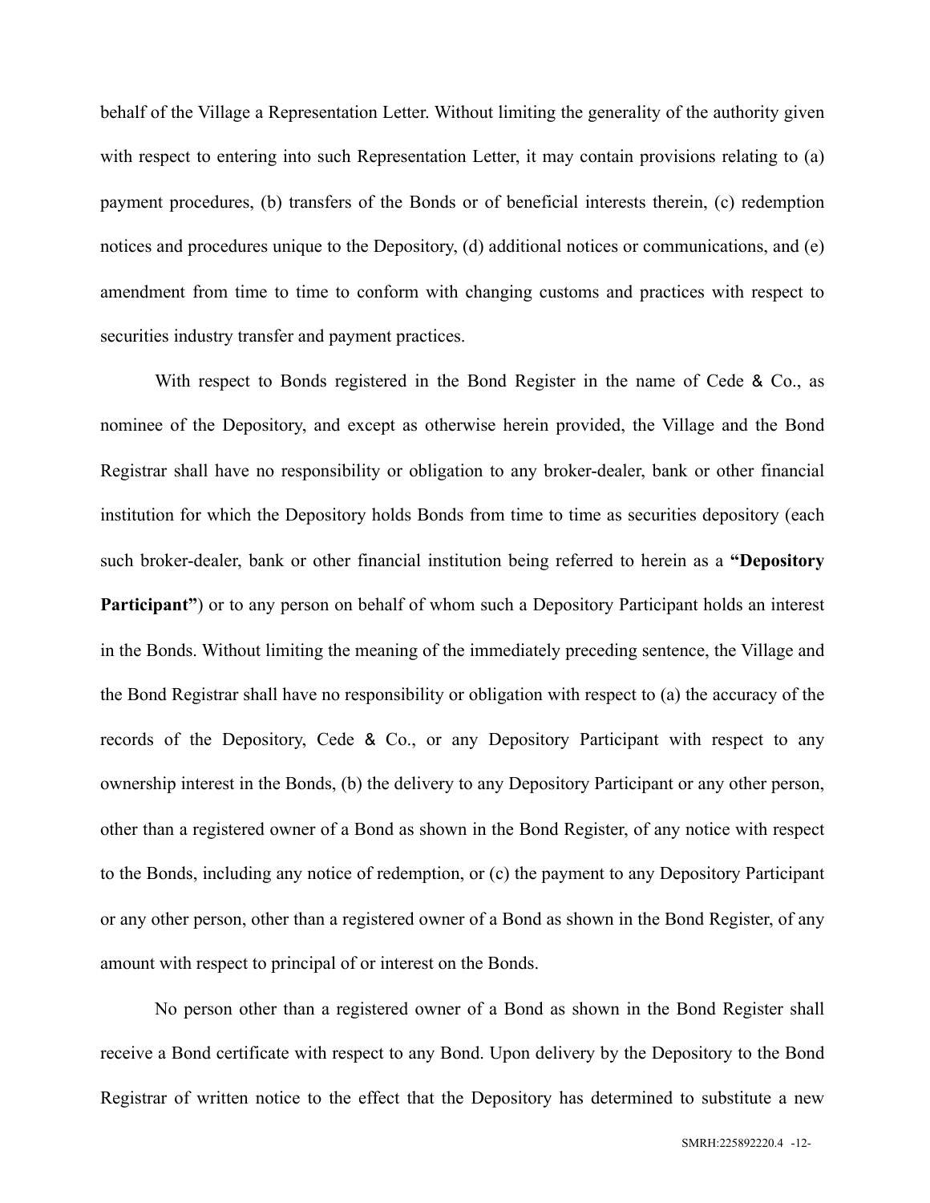behalf of the Village a Representation Letter. Without limiting the generality of the authority given with respect to entering into such Representation Letter, it may contain provisions relating to (a) payment procedures, (b) transfers of the Bonds or of beneficial interests therein, (c) redemption notices and procedures unique to the Depository, (d) additional notices or communications, and (e) amendment from time to time to conform with changing customs and practices with respect to securities industry transfer and payment practices.

With respect to Bonds registered in the Bond Register in the name of Cede & Co., as nominee of the Depository, and except as otherwise herein provided, the Village and the Bond Registrar shall have no responsibility or obligation to any broker-dealer, bank or other financial institution for which the Depository holds Bonds from time to time as securities depository (each such broker-dealer, bank or other financial institution being referred to herein as a **"Depository Participant"**) or to any person on behalf of whom such a Depository Participant holds an interest in the Bonds. Without limiting the meaning of the immediately preceding sentence, the Village and the Bond Registrar shall have no responsibility or obligation with respect to (a) the accuracy of the records of the Depository, Cede & Co., or any Depository Participant with respect to any ownership interest in the Bonds, (b) the delivery to any Depository Participant or any other person, other than a registered owner of a Bond as shown in the Bond Register, of any notice with respect to the Bonds, including any notice of redemption, or (c) the payment to any Depository Participant or any other person, other than a registered owner of a Bond as shown in the Bond Register, of any amount with respect to principal of or interest on the Bonds.

No person other than a registered owner of a Bond as shown in the Bond Register shall receive a Bond certificate with respect to any Bond. Upon delivery by the Depository to the Bond Registrar of written notice to the effect that the Depository has determined to substitute a new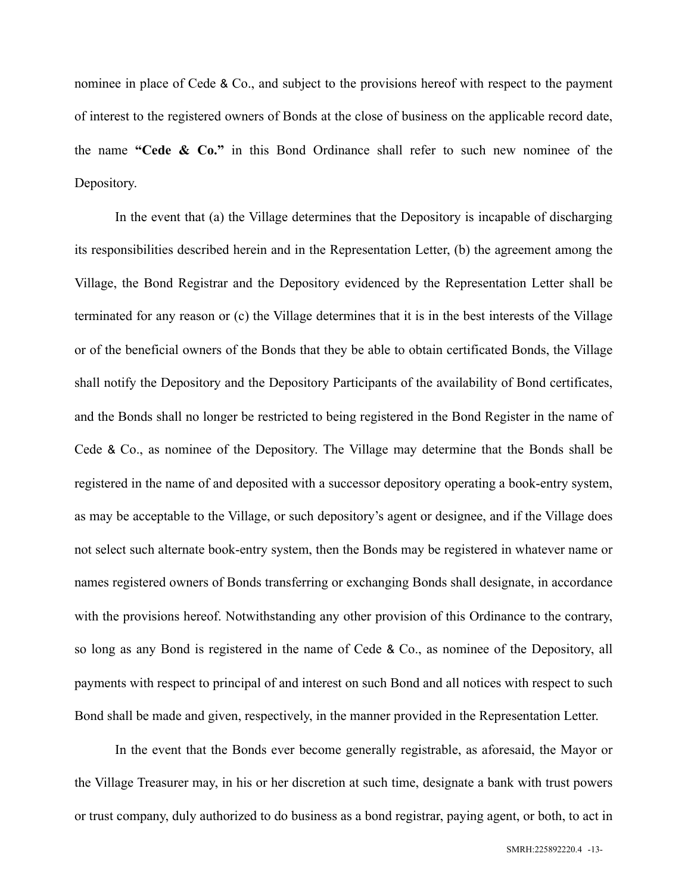nominee in place of Cede & Co., and subject to the provisions hereof with respect to the payment of interest to the registered owners of Bonds at the close of business on the applicable record date, the name **"Cede & Co."** in this Bond Ordinance shall refer to such new nominee of the Depository.

In the event that (a) the Village determines that the Depository is incapable of discharging its responsibilities described herein and in the Representation Letter, (b) the agreement among the Village, the Bond Registrar and the Depository evidenced by the Representation Letter shall be terminated for any reason or (c) the Village determines that it is in the best interests of the Village or of the beneficial owners of the Bonds that they be able to obtain certificated Bonds, the Village shall notify the Depository and the Depository Participants of the availability of Bond certificates, and the Bonds shall no longer be restricted to being registered in the Bond Register in the name of Cede & Co., as nominee of the Depository. The Village may determine that the Bonds shall be registered in the name of and deposited with a successor depository operating a book-entry system, as may be acceptable to the Village, or such depository's agent or designee, and if the Village does not select such alternate book-entry system, then the Bonds may be registered in whatever name or names registered owners of Bonds transferring or exchanging Bonds shall designate, in accordance with the provisions hereof. Notwithstanding any other provision of this Ordinance to the contrary, so long as any Bond is registered in the name of Cede & Co., as nominee of the Depository, all payments with respect to principal of and interest on such Bond and all notices with respect to such Bond shall be made and given, respectively, in the manner provided in the Representation Letter.

In the event that the Bonds ever become generally registrable, as aforesaid, the Mayor or the Village Treasurer may, in his or her discretion at such time, designate a bank with trust powers or trust company, duly authorized to do business as a bond registrar, paying agent, or both, to act in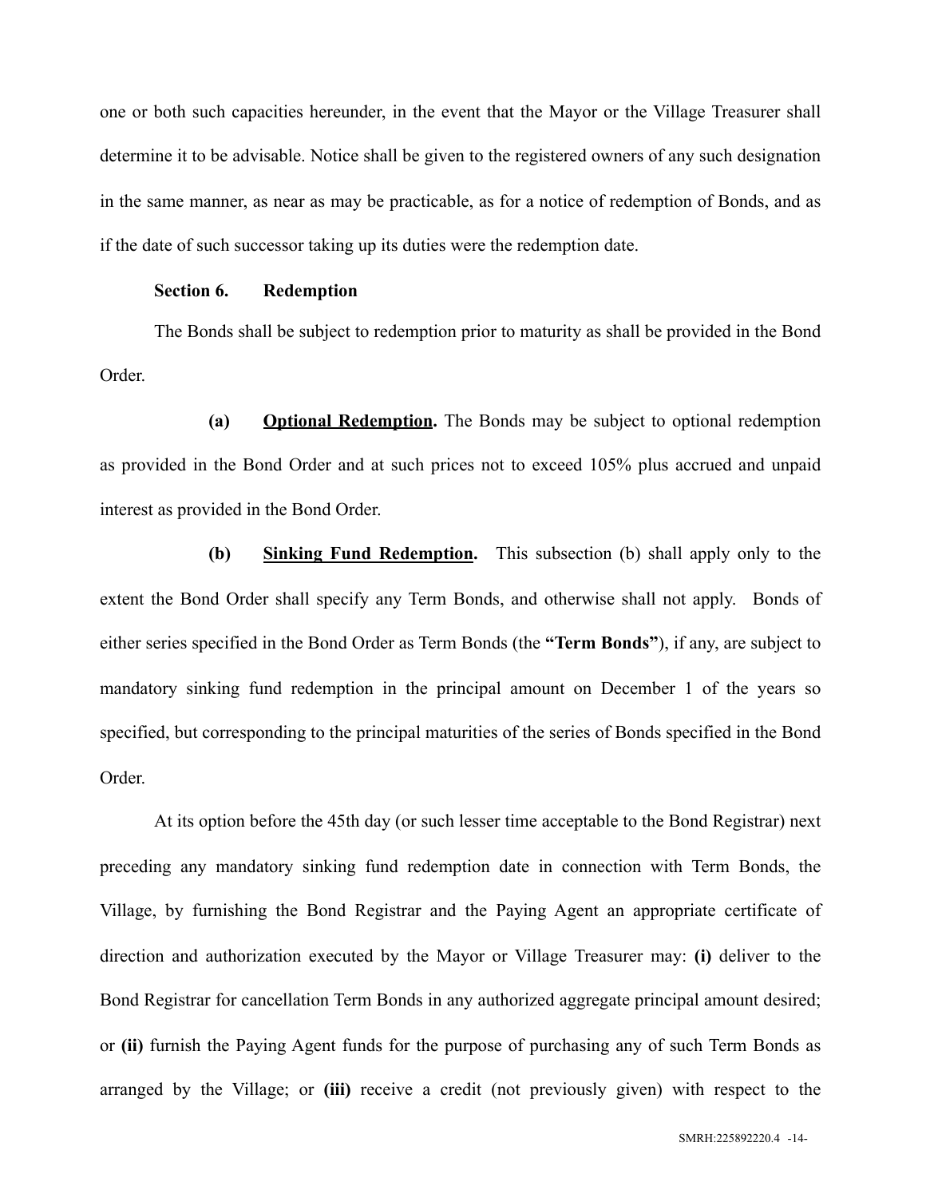one or both such capacities hereunder, in the event that the Mayor or the Village Treasurer shall determine it to be advisable. Notice shall be given to the registered owners of any such designation in the same manner, as near as may be practicable, as for a notice of redemption of Bonds, and as if the date of such successor taking up its duties were the redemption date.

**Section 6. Redemption**

The Bonds shall be subject to redemption prior to maturity as shall be provided in the Bond Order.

**(a) Optional Redemption.** The Bonds may be subject to optional redemption as provided in the Bond Order and at such prices not to exceed 105% plus accrued and unpaid interest as provided in the Bond Order.

**(b) Sinking Fund Redemption.** This subsection (b) shall apply only to the extent the Bond Order shall specify any Term Bonds, and otherwise shall not apply. Bonds of either series specified in the Bond Order as Term Bonds (the **"Term Bonds"**), if any, are subject to mandatory sinking fund redemption in the principal amount on December 1 of the years so specified, but corresponding to the principal maturities of the series of Bonds specified in the Bond Order.

At its option before the 45th day (or such lesser time acceptable to the Bond Registrar) next preceding any mandatory sinking fund redemption date in connection with Term Bonds, the Village, by furnishing the Bond Registrar and the Paying Agent an appropriate certificate of direction and authorization executed by the Mayor or Village Treasurer may: **(i)** deliver to the Bond Registrar for cancellation Term Bonds in any authorized aggregate principal amount desired; or **(ii)** furnish the Paying Agent funds for the purpose of purchasing any of such Term Bonds as arranged by the Village; or **(iii)** receive a credit (not previously given) with respect to the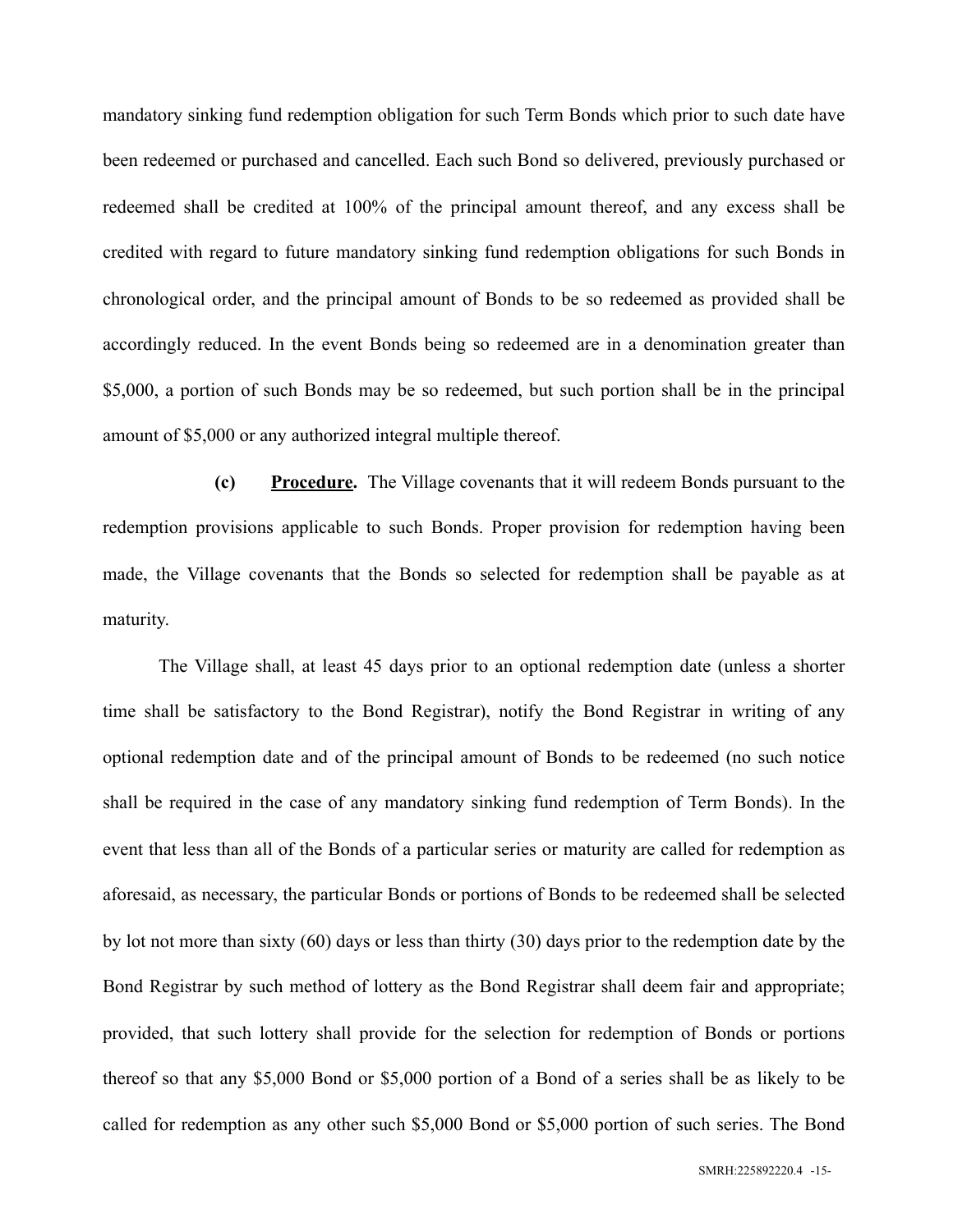mandatory sinking fund redemption obligation for such Term Bonds which prior to such date have been redeemed or purchased and cancelled. Each such Bond so delivered, previously purchased or redeemed shall be credited at 100% of the principal amount thereof, and any excess shall be credited with regard to future mandatory sinking fund redemption obligations for such Bonds in chronological order, and the principal amount of Bonds to be so redeemed as provided shall be accordingly reduced. In the event Bonds being so redeemed are in a denomination greater than $5,000, a portion of such Bonds may be so redeemed, but such portion shall be in the principal amount of $5,000 or any authorized integral multiple thereof.

**(c) <u>Procedure</u>.** The Village covenants that it will redeem Bonds pursuant to the redemption provisions applicable to such Bonds. Proper provision for redemption having been made, the Village covenants that the Bonds so selected for redemption shall be payable as at maturity.

The Village shall, at least 45 days prior to an optional redemption date (unless a shorter time shall be satisfactory to the Bond Registrar), notify the Bond Registrar in writing of any optional redemption date and of the principal amount of Bonds to be redeemed (no such notice shall be required in the case of any mandatory sinking fund redemption of Term Bonds). In the event that less than all of the Bonds of a particular series or maturity are called for redemption as aforesaid, as necessary, the particular Bonds or portions of Bonds to be redeemed shall be selected by lot not more than sixty (60) days or less than thirty (30) days prior to the redemption date by the Bond Registrar by such method of lottery as the Bond Registrar shall deem fair and appropriate; provided, that such lottery shall provide for the selection for redemption of Bonds or portions thereof so that any $5,000 Bond or $5,000 portion of a Bond of a series shall be as likely to be called for redemption as any other such $5,000 Bond or $5,000 portion of such series. The Bond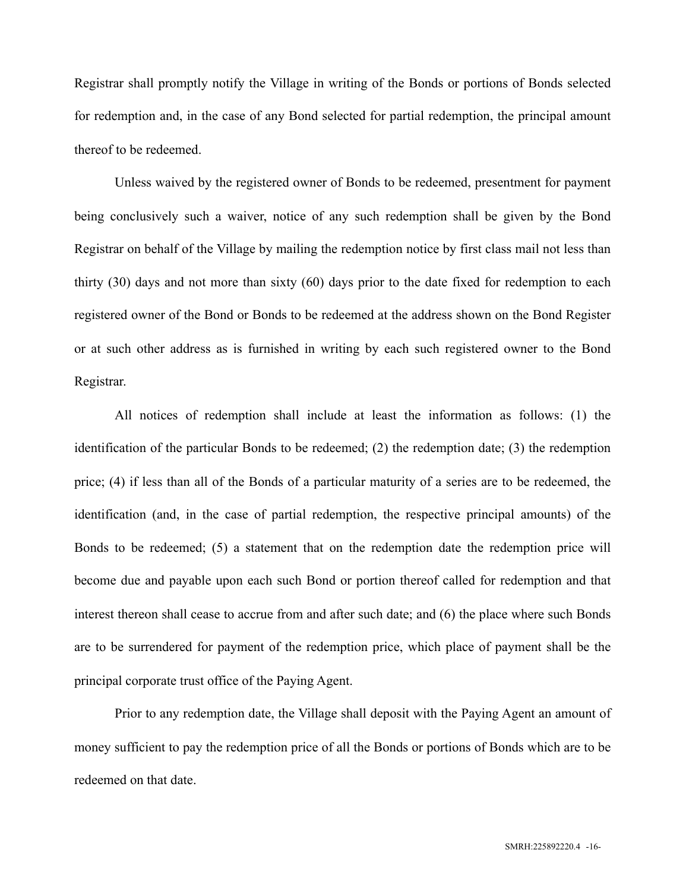Registrar shall promptly notify the Village in writing of the Bonds or portions of Bonds selected for redemption and, in the case of any Bond selected for partial redemption, the principal amount thereof to be redeemed.

Unless waived by the registered owner of Bonds to be redeemed, presentment for payment being conclusively such a waiver, notice of any such redemption shall be given by the Bond Registrar on behalf of the Village by mailing the redemption notice by first class mail not less than thirty (30) days and not more than sixty (60) days prior to the date fixed for redemption to each registered owner of the Bond or Bonds to be redeemed at the address shown on the Bond Register or at such other address as is furnished in writing by each such registered owner to the Bond Registrar.

All notices of redemption shall include at least the information as follows: (1) the identification of the particular Bonds to be redeemed; (2) the redemption date; (3) the redemption price; (4) if less than all of the Bonds of a particular maturity of a series are to be redeemed, the identification (and, in the case of partial redemption, the respective principal amounts) of the Bonds to be redeemed; (5) a statement that on the redemption date the redemption price will become due and payable upon each such Bond or portion thereof called for redemption and that interest thereon shall cease to accrue from and after such date; and (6) the place where such Bonds are to be surrendered for payment of the redemption price, which place of payment shall be the principal corporate trust office of the Paying Agent.

Prior to any redemption date, the Village shall deposit with the Paying Agent an amount of money sufficient to pay the redemption price of all the Bonds or portions of Bonds which are to be redeemed on that date.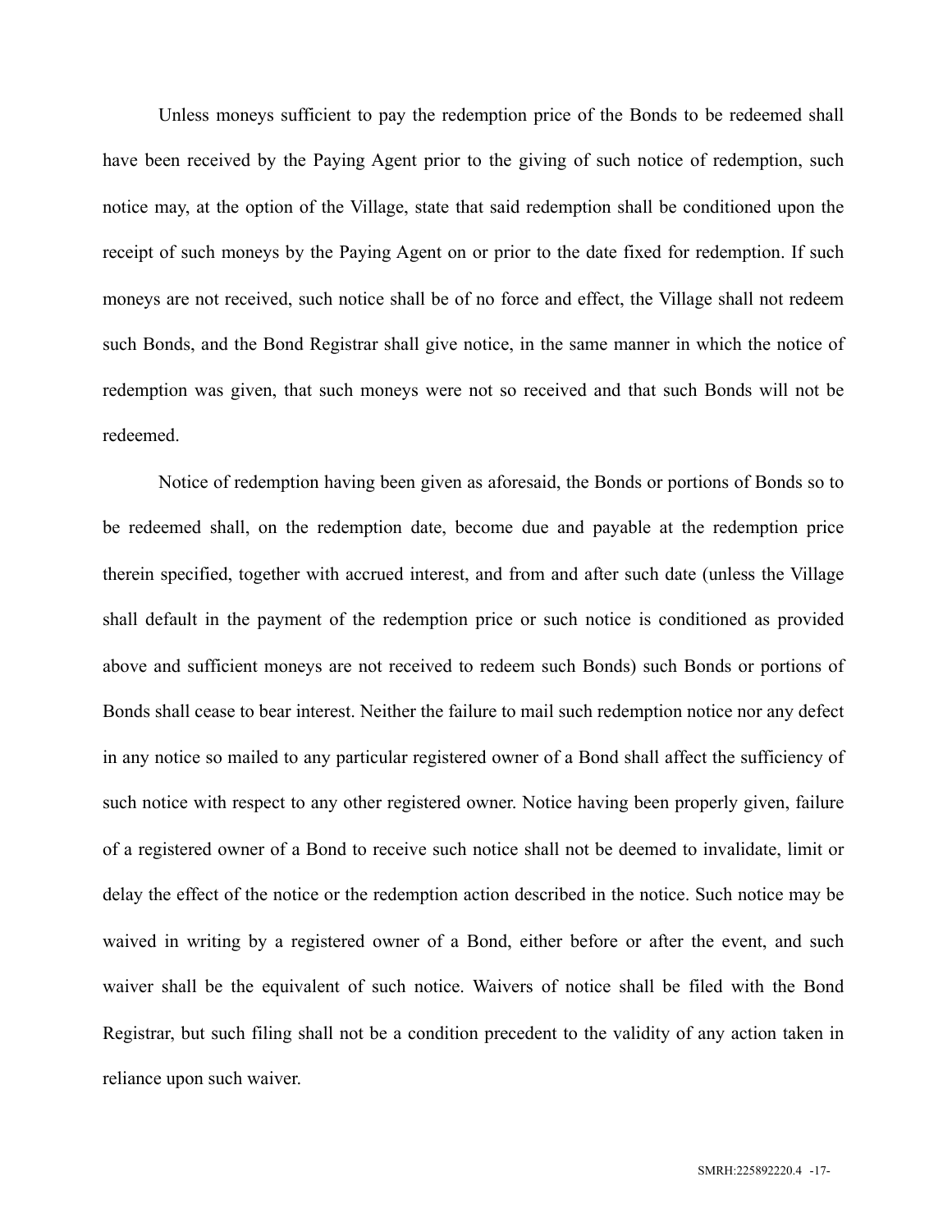Unless moneys sufficient to pay the redemption price of the Bonds to be redeemed shall have been received by the Paying Agent prior to the giving of such notice of redemption, such notice may, at the option of the Village, state that said redemption shall be conditioned upon the receipt of such moneys by the Paying Agent on or prior to the date fixed for redemption. If such moneys are not received, such notice shall be of no force and effect, the Village shall not redeem such Bonds, and the Bond Registrar shall give notice, in the same manner in which the notice of redemption was given, that such moneys were not so received and that such Bonds will not be redeemed.

Notice of redemption having been given as aforesaid, the Bonds or portions of Bonds so to be redeemed shall, on the redemption date, become due and payable at the redemption price therein specified, together with accrued interest, and from and after such date (unless the Village shall default in the payment of the redemption price or such notice is conditioned as provided above and sufficient moneys are not received to redeem such Bonds) such Bonds or portions of Bonds shall cease to bear interest. Neither the failure to mail such redemption notice nor any defect in any notice so mailed to any particular registered owner of a Bond shall affect the sufficiency of such notice with respect to any other registered owner. Notice having been properly given, failure of a registered owner of a Bond to receive such notice shall not be deemed to invalidate, limit or delay the effect of the notice or the redemption action described in the notice. Such notice may be waived in writing by a registered owner of a Bond, either before or after the event, and such waiver shall be the equivalent of such notice. Waivers of notice shall be filed with the Bond Registrar, but such filing shall not be a condition precedent to the validity of any action taken in reliance upon such waiver.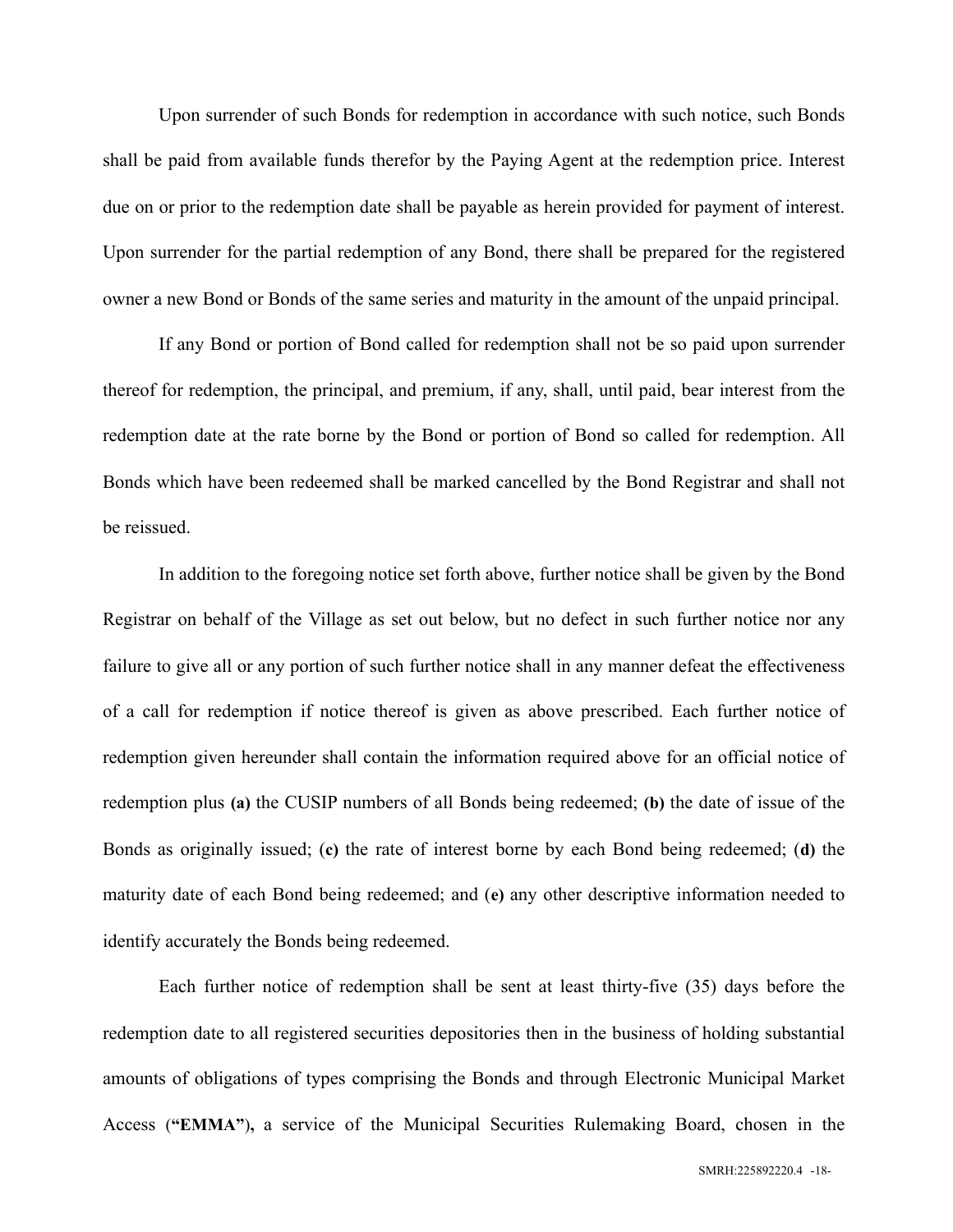Upon surrender of such Bonds for redemption in accordance with such notice, such Bonds shall be paid from available funds therefor by the Paying Agent at the redemption price. Interest due on or prior to the redemption date shall be payable as herein provided for payment of interest. Upon surrender for the partial redemption of any Bond, there shall be prepared for the registered owner a new Bond or Bonds of the same series and maturity in the amount of the unpaid principal.

If any Bond or portion of Bond called for redemption shall not be so paid upon surrender thereof for redemption, the principal, and premium, if any, shall, until paid, bear interest from the redemption date at the rate borne by the Bond or portion of Bond so called for redemption. All Bonds which have been redeemed shall be marked cancelled by the Bond Registrar and shall not be reissued.

In addition to the foregoing notice set forth above, further notice shall be given by the Bond Registrar on behalf of the Village as set out below, but no defect in such further notice nor any failure to give all or any portion of such further notice shall in any manner defeat the effectiveness of a call for redemption if notice thereof is given as above prescribed. Each further notice of redemption given hereunder shall contain the information required above for an official notice of redemption plus **(a)** the CUSIP numbers of all Bonds being redeemed; **(b)** the date of issue of the Bonds as originally issued; (**c)** the rate of interest borne by each Bond being redeemed; (**d)** the maturity date of each Bond being redeemed; and (**e)** any other descriptive information needed to identify accurately the Bonds being redeemed.

Each further notice of redemption shall be sent at least thirty-five (35) days before the redemption date to all registered securities depositories then in the business of holding substantial amounts of obligations of types comprising the Bonds and through Electronic Municipal Market Access (**"EMMA"),** a service of the Municipal Securities Rulemaking Board, chosen in the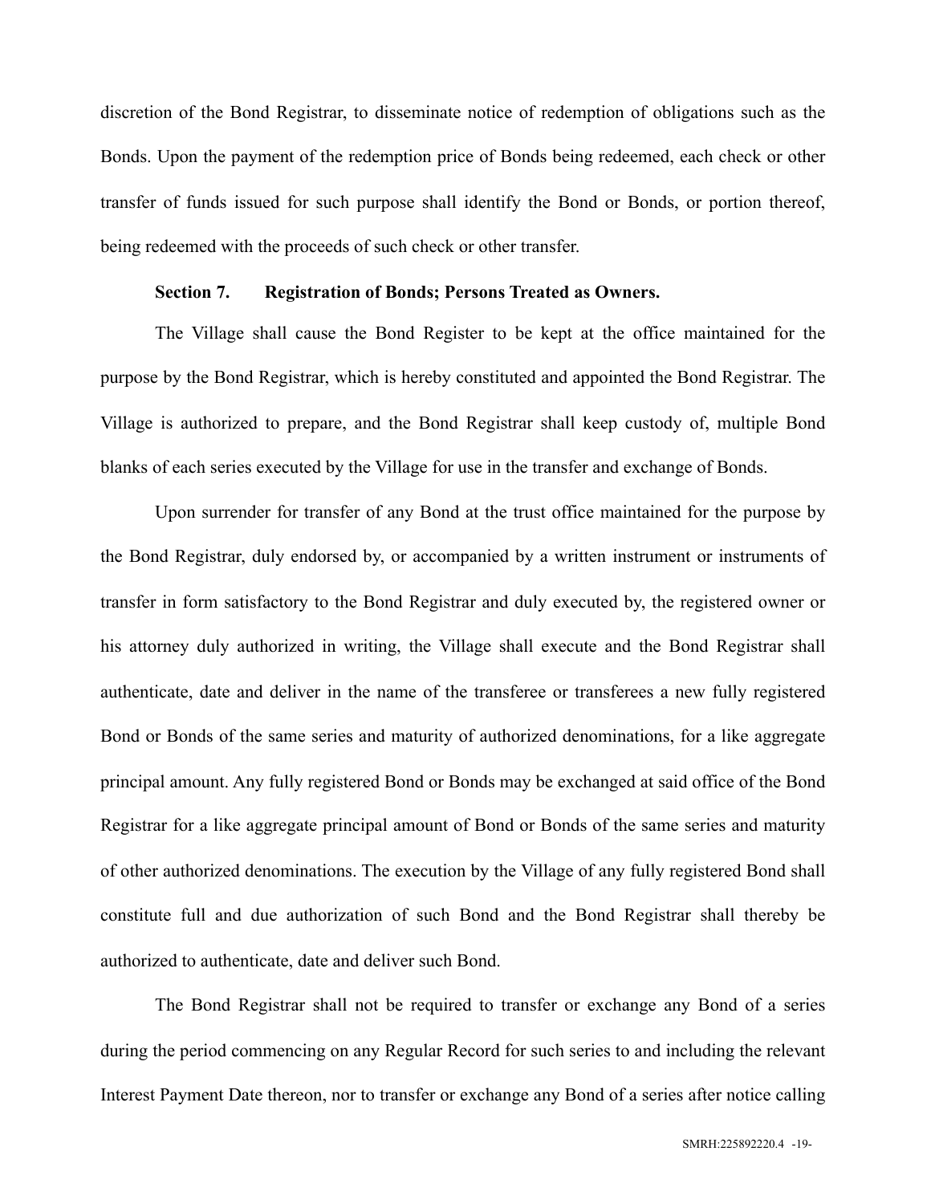discretion of the Bond Registrar, to disseminate notice of redemption of obligations such as the Bonds. Upon the payment of the redemption price of Bonds being redeemed, each check or other transfer of funds issued for such purpose shall identify the Bond or Bonds, or portion thereof, being redeemed with the proceeds of such check or other transfer.

**Section 7. Registration of Bonds; Persons Treated as Owners.**

The Village shall cause the Bond Register to be kept at the office maintained for the purpose by the Bond Registrar, which is hereby constituted and appointed the Bond Registrar. The Village is authorized to prepare, and the Bond Registrar shall keep custody of, multiple Bond blanks of each series executed by the Village for use in the transfer and exchange of Bonds.

Upon surrender for transfer of any Bond at the trust office maintained for the purpose by the Bond Registrar, duly endorsed by, or accompanied by a written instrument or instruments of transfer in form satisfactory to the Bond Registrar and duly executed by, the registered owner or his attorney duly authorized in writing, the Village shall execute and the Bond Registrar shall authenticate, date and deliver in the name of the transferee or transferees a new fully registered Bond or Bonds of the same series and maturity of authorized denominations, for a like aggregate principal amount. Any fully registered Bond or Bonds may be exchanged at said office of the Bond Registrar for a like aggregate principal amount of Bond or Bonds of the same series and maturity of other authorized denominations. The execution by the Village of any fully registered Bond shall constitute full and due authorization of such Bond and the Bond Registrar shall thereby be authorized to authenticate, date and deliver such Bond.

The Bond Registrar shall not be required to transfer or exchange any Bond of a series during the period commencing on any Regular Record for such series to and including the relevant Interest Payment Date thereon, nor to transfer or exchange any Bond of a series after notice calling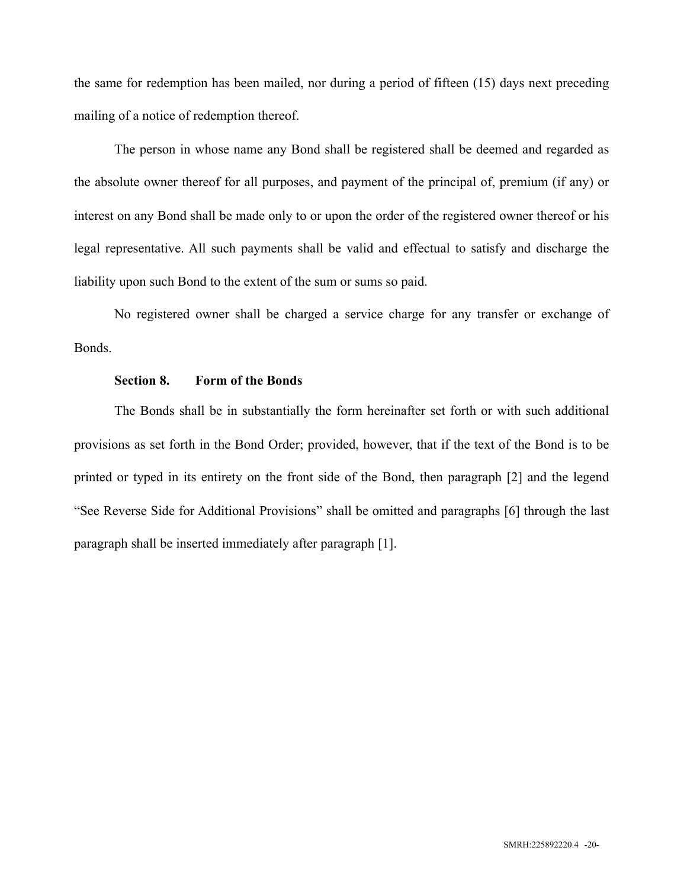the same for redemption has been mailed, nor during a period of fifteen (15) days next preceding mailing of a notice of redemption thereof.

The person in whose name any Bond shall be registered shall be deemed and regarded as the absolute owner thereof for all purposes, and payment of the principal of, premium (if any) or interest on any Bond shall be made only to or upon the order of the registered owner thereof or his legal representative. All such payments shall be valid and effectual to satisfy and discharge the liability upon such Bond to the extent of the sum or sums so paid.

No registered owner shall be charged a service charge for any transfer or exchange of Bonds.

**Section 8. Form of the Bonds**

The Bonds shall be in substantially the form hereinafter set forth or with such additional provisions as set forth in the Bond Order; provided, however, that if the text of the Bond is to be printed or typed in its entirety on the front side of the Bond, then paragraph [2] and the legend "See Reverse Side for Additional Provisions" shall be omitted and paragraphs [6] through the last paragraph shall be inserted immediately after paragraph [1].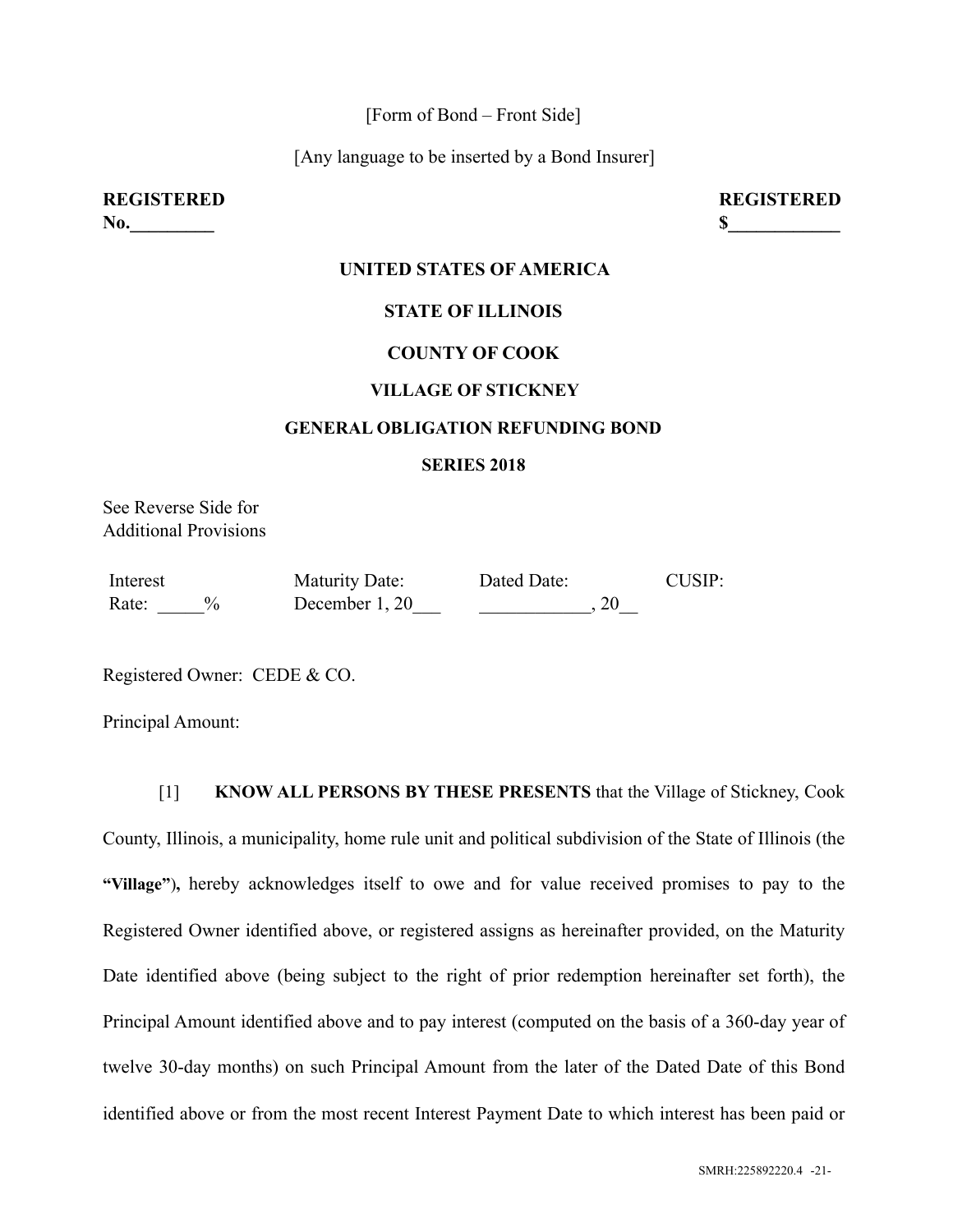[Form of Bond – Front Side]

[Any language to be inserted by a Bond Insurer]

**REGISTERED** **REGISTERED**
**No._________** **$____________**

**UNITED STATES OF AMERICA**

**STATE OF ILLINOIS**

**COUNTY OF COOK**

**VILLAGE OF STICKNEY**

**GENERAL OBLIGATION REFUNDING BOND**

**SERIES 2018**

See Reverse Side for
Additional Provisions

| Interest Rate: _____% | Maturity Date: December 1, 20___ | Dated Date: ____________, 20__ | CUSIP: |
|---|---|---|---|

Registered Owner: CEDE & CO.

Principal Amount:

[1] **KNOW ALL PERSONS BY THESE PRESENTS** that the Village of Stickney, Cook County, Illinois, a municipality, home rule unit and political subdivision of the State of Illinois (the **"Village"**), hereby acknowledges itself to owe and for value received promises to pay to the Registered Owner identified above, or registered assigns as hereinafter provided, on the Maturity Date identified above (being subject to the right of prior redemption hereinafter set forth), the Principal Amount identified above and to pay interest (computed on the basis of a 360-day year of twelve 30-day months) on such Principal Amount from the later of the Dated Date of this Bond identified above or from the most recent Interest Payment Date to which interest has been paid or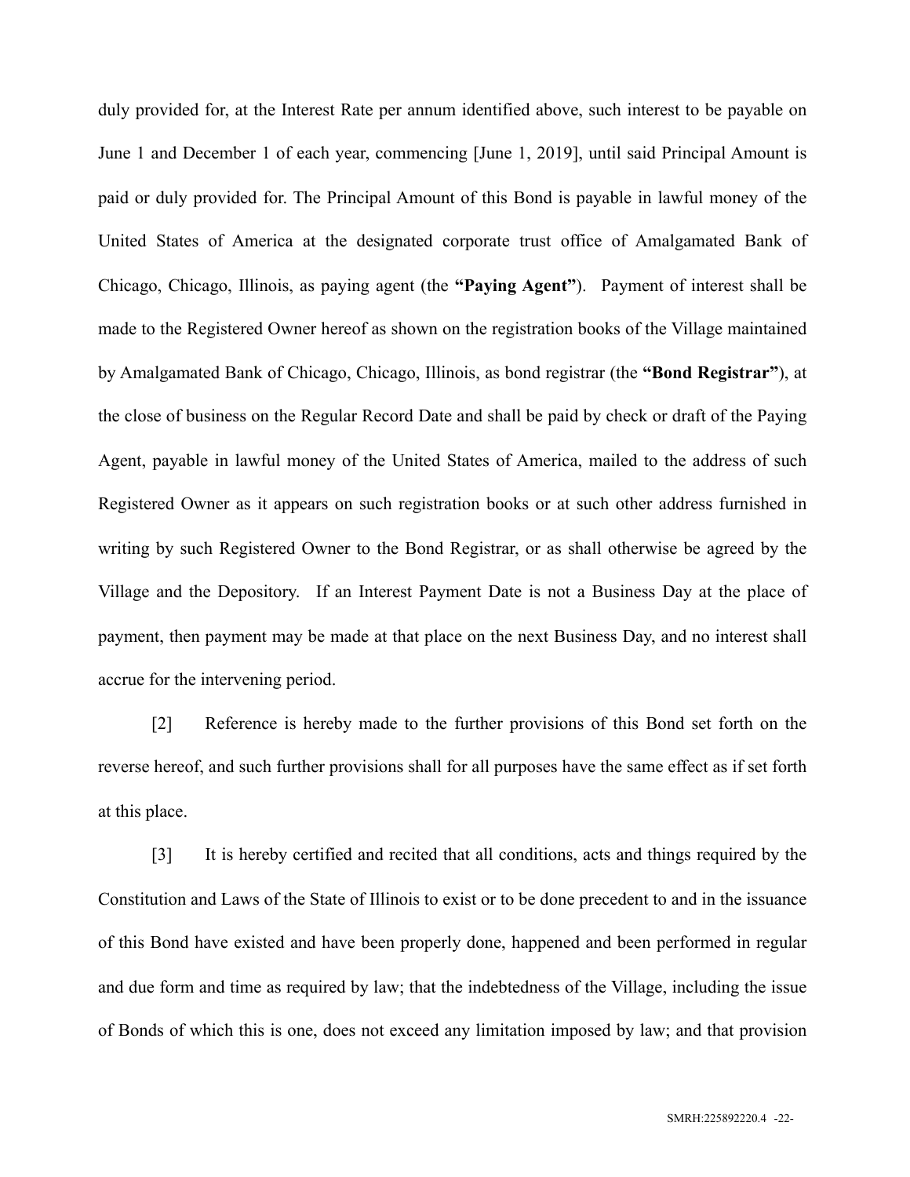duly provided for, at the Interest Rate per annum identified above, such interest to be payable on June 1 and December 1 of each year, commencing [June 1, 2019], until said Principal Amount is paid or duly provided for. The Principal Amount of this Bond is payable in lawful money of the United States of America at the designated corporate trust office of Amalgamated Bank of Chicago, Chicago, Illinois, as paying agent (the **"Paying Agent"**). Payment of interest shall be made to the Registered Owner hereof as shown on the registration books of the Village maintained by Amalgamated Bank of Chicago, Chicago, Illinois, as bond registrar (the **"Bond Registrar"**), at the close of business on the Regular Record Date and shall be paid by check or draft of the Paying Agent, payable in lawful money of the United States of America, mailed to the address of such Registered Owner as it appears on such registration books or at such other address furnished in writing by such Registered Owner to the Bond Registrar, or as shall otherwise be agreed by the Village and the Depository. If an Interest Payment Date is not a Business Day at the place of payment, then payment may be made at that place on the next Business Day, and no interest shall accrue for the intervening period.

[2] Reference is hereby made to the further provisions of this Bond set forth on the reverse hereof, and such further provisions shall for all purposes have the same effect as if set forth at this place.

[3] It is hereby certified and recited that all conditions, acts and things required by the Constitution and Laws of the State of Illinois to exist or to be done precedent to and in the issuance of this Bond have existed and have been properly done, happened and been performed in regular and due form and time as required by law; that the indebtedness of the Village, including the issue of Bonds of which this is one, does not exceed any limitation imposed by law; and that provision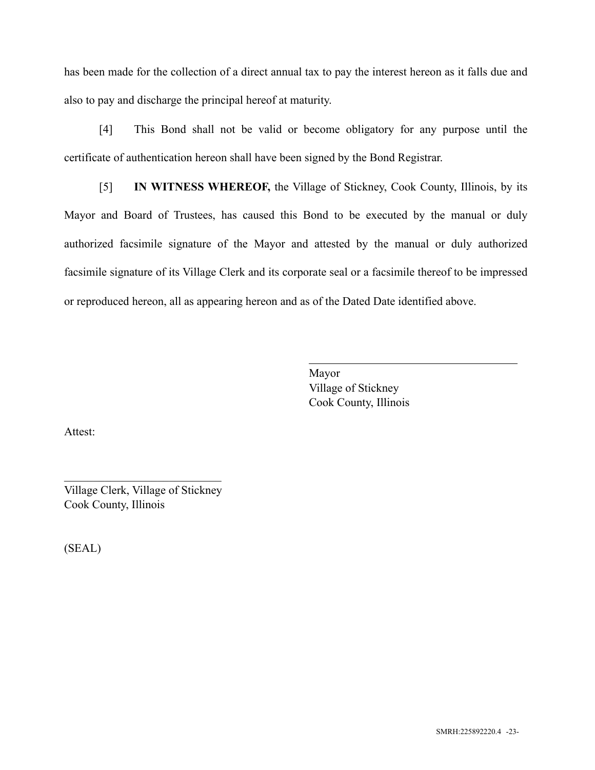has been made for the collection of a direct annual tax to pay the interest hereon as it falls due and also to pay and discharge the principal hereof at maturity.

[4] This Bond shall not be valid or become obligatory for any purpose until the certificate of authentication hereon shall have been signed by the Bond Registrar.

[5] **IN WITNESS WHEREOF,** the Village of Stickney, Cook County, Illinois, by its Mayor and Board of Trustees, has caused this Bond to be executed by the manual or duly authorized facsimile signature of the Mayor and attested by the manual or duly authorized facsimile signature of its Village Clerk and its corporate seal or a facsimile thereof to be impressed or reproduced hereon, all as appearing hereon and as of the Dated Date identified above.

\_\_\_\_\_\_\_\_\_\_\_\_\_\_\_\_\_\_\_\_\_\_\_\_\_\_\_\_\_\_\_\_\_\_\_\_\_\_\_\_
Mayor
Village of Stickney
Cook County, Illinois

Attest:

\_\_\_\_\_\_\_\_\_\_\_\_\_\_\_\_\_\_\_\_\_\_\_\_\_\_\_\_\_\_
Village Clerk, Village of Stickney
Cook County, Illinois

(SEAL)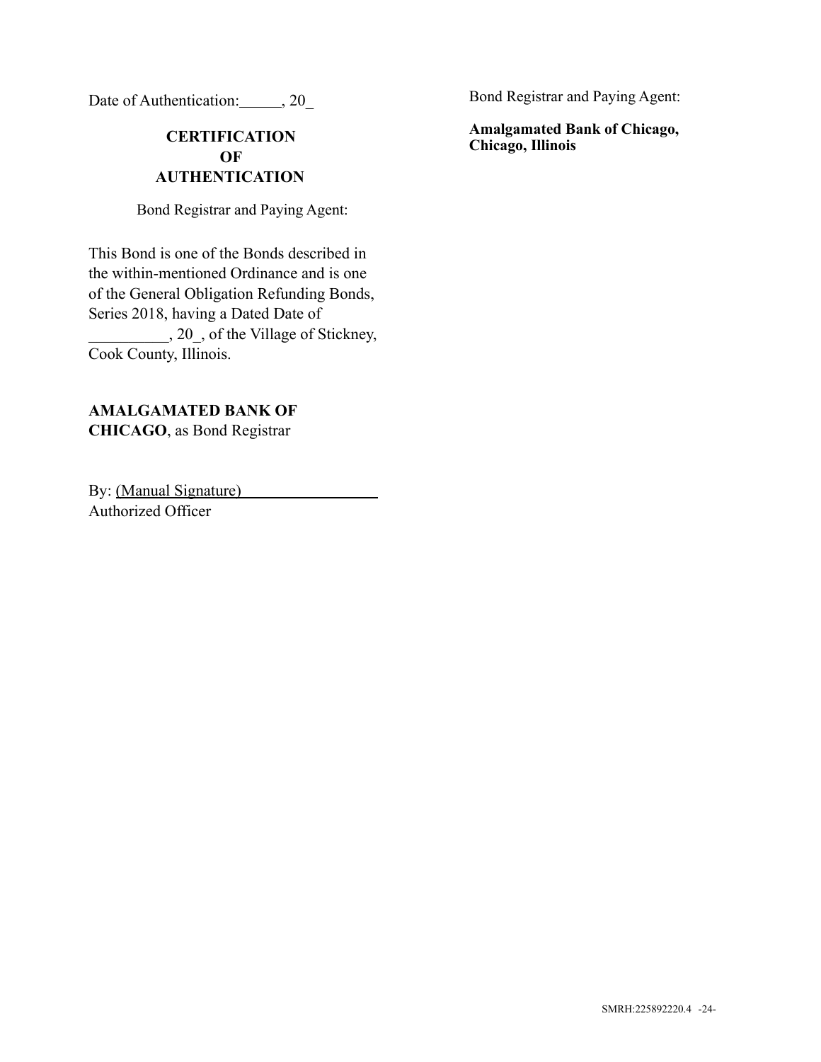Date of Authentication:_____, 20_

**CERTIFICATION OF AUTHENTICATION**

Bond Registrar and Paying Agent:

This Bond is one of the Bonds described in the within-mentioned Ordinance and is one of the General Obligation Refunding Bonds, Series 2018, having a Dated Date of __________, 20_, of the Village of Stickney, Cook County, Illinois.

**AMALGAMATED BANK OF CHICAGO**, as Bond Registrar

By: (Manual Signature)_________________
Authorized Officer

Bond Registrar and Paying Agent:

**Amalgamated Bank of Chicago, Chicago, Illinois**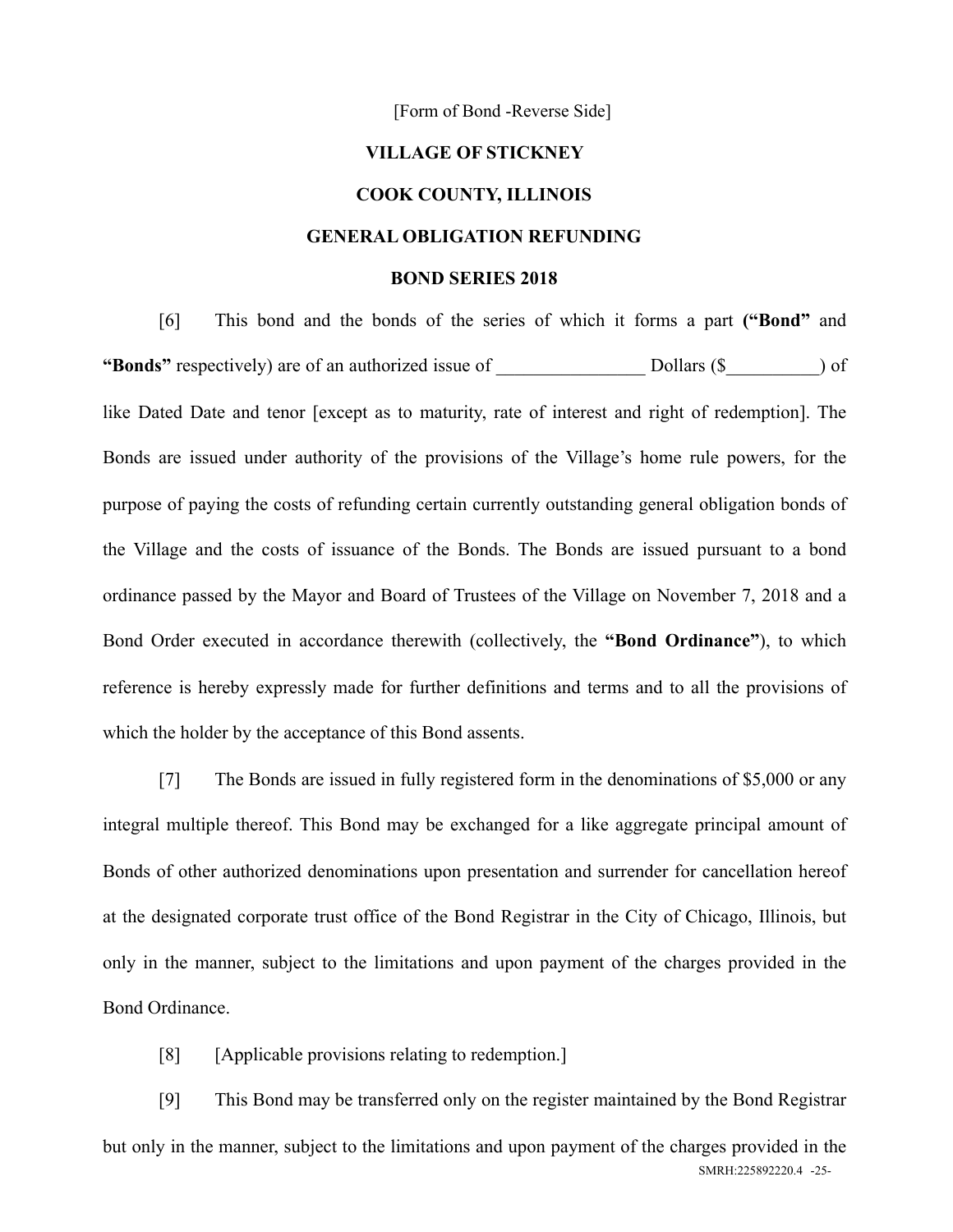[Form of Bond -Reverse Side]

**VILLAGE OF STICKNEY**

**COOK COUNTY, ILLINOIS**

**GENERAL OBLIGATION REFUNDING**

**BOND SERIES 2018**

[6] This bond and the bonds of the series of which it forms a part **("Bond"** and **"Bonds"** respectively) are of an authorized issue of ________________ Dollars ($__________) of like Dated Date and tenor [except as to maturity, rate of interest and right of redemption]. The Bonds are issued under authority of the provisions of the Village's home rule powers, for the purpose of paying the costs of refunding certain currently outstanding general obligation bonds of the Village and the costs of issuance of the Bonds. The Bonds are issued pursuant to a bond ordinance passed by the Mayor and Board of Trustees of the Village on November 7, 2018 and a Bond Order executed in accordance therewith (collectively, the **"Bond Ordinance"**), to which reference is hereby expressly made for further definitions and terms and to all the provisions of which the holder by the acceptance of this Bond assents.

[7] The Bonds are issued in fully registered form in the denominations of $5,000 or any integral multiple thereof. This Bond may be exchanged for a like aggregate principal amount of Bonds of other authorized denominations upon presentation and surrender for cancellation hereof at the designated corporate trust office of the Bond Registrar in the City of Chicago, Illinois, but only in the manner, subject to the limitations and upon payment of the charges provided in the Bond Ordinance.

[8] [Applicable provisions relating to redemption.]

[9] This Bond may be transferred only on the register maintained by the Bond Registrar but only in the manner, subject to the limitations and upon payment of the charges provided in the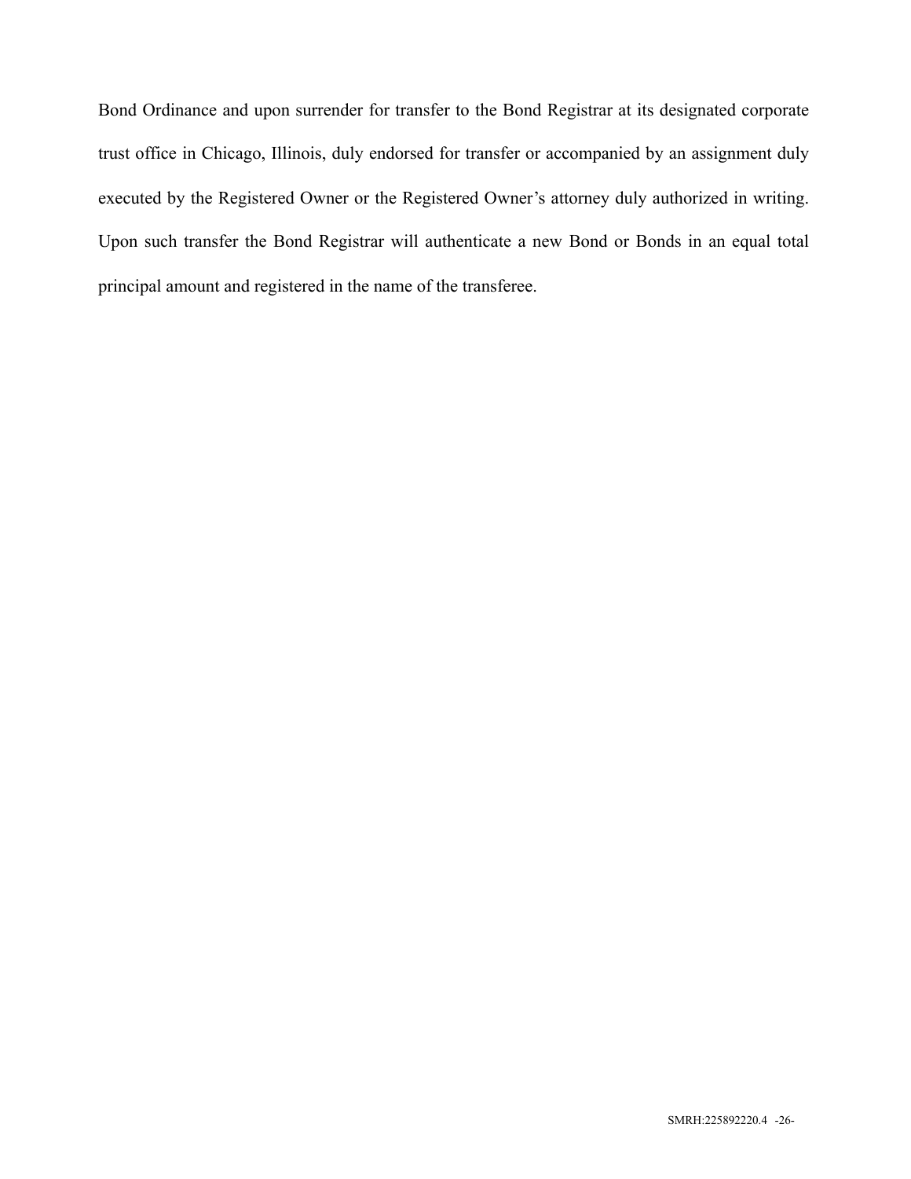Bond Ordinance and upon surrender for transfer to the Bond Registrar at its designated corporate trust office in Chicago, Illinois, duly endorsed for transfer or accompanied by an assignment duly executed by the Registered Owner or the Registered Owner's attorney duly authorized in writing. Upon such transfer the Bond Registrar will authenticate a new Bond or Bonds in an equal total principal amount and registered in the name of the transferee.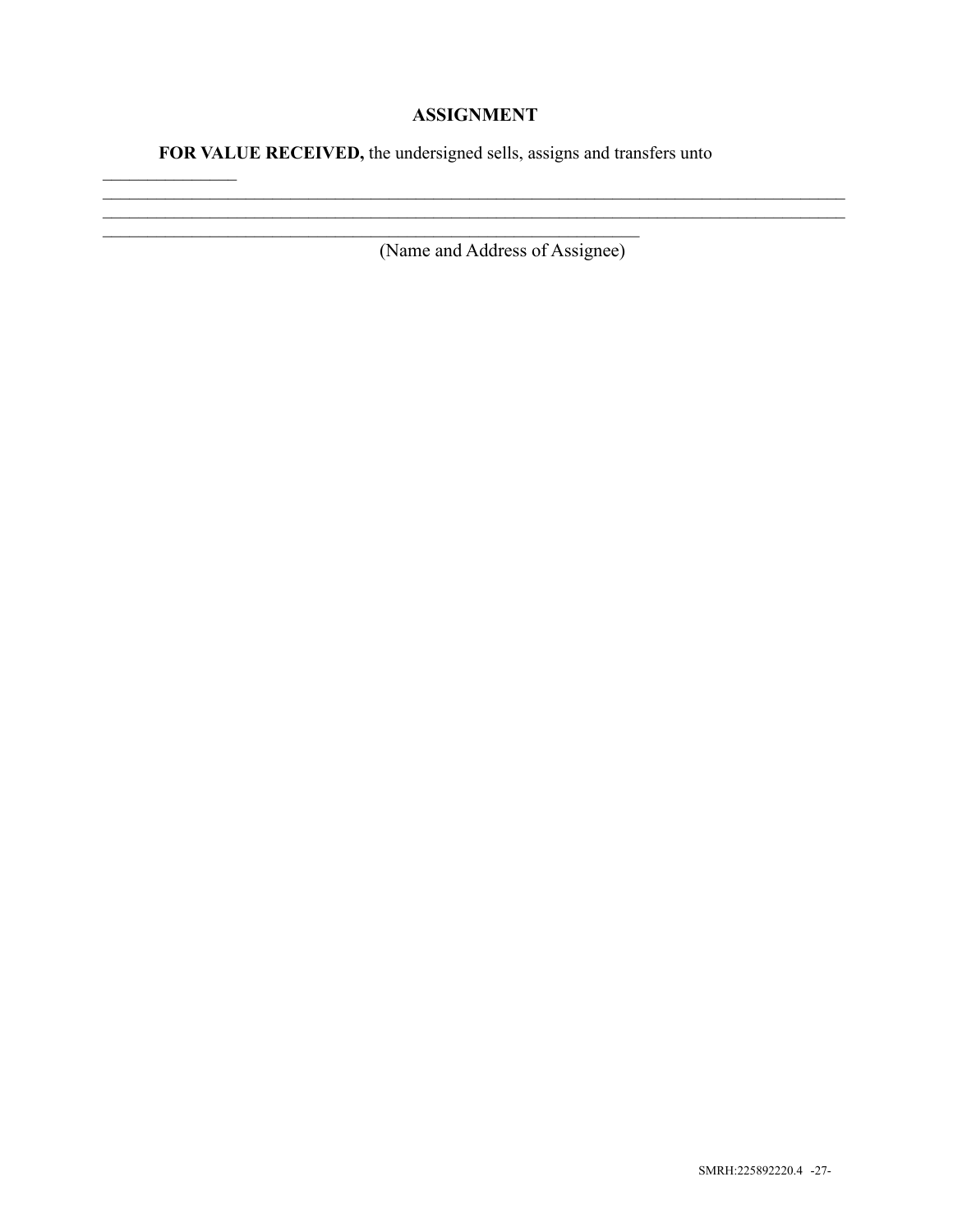## ASSIGNMENT

**FOR VALUE RECEIVED,** the undersigned sells, assigns and transfers unto

_______________
_____________________________________________________________________________________
_____________________________________________________________________________________
____________________________________________________________

(Name and Address of Assignee)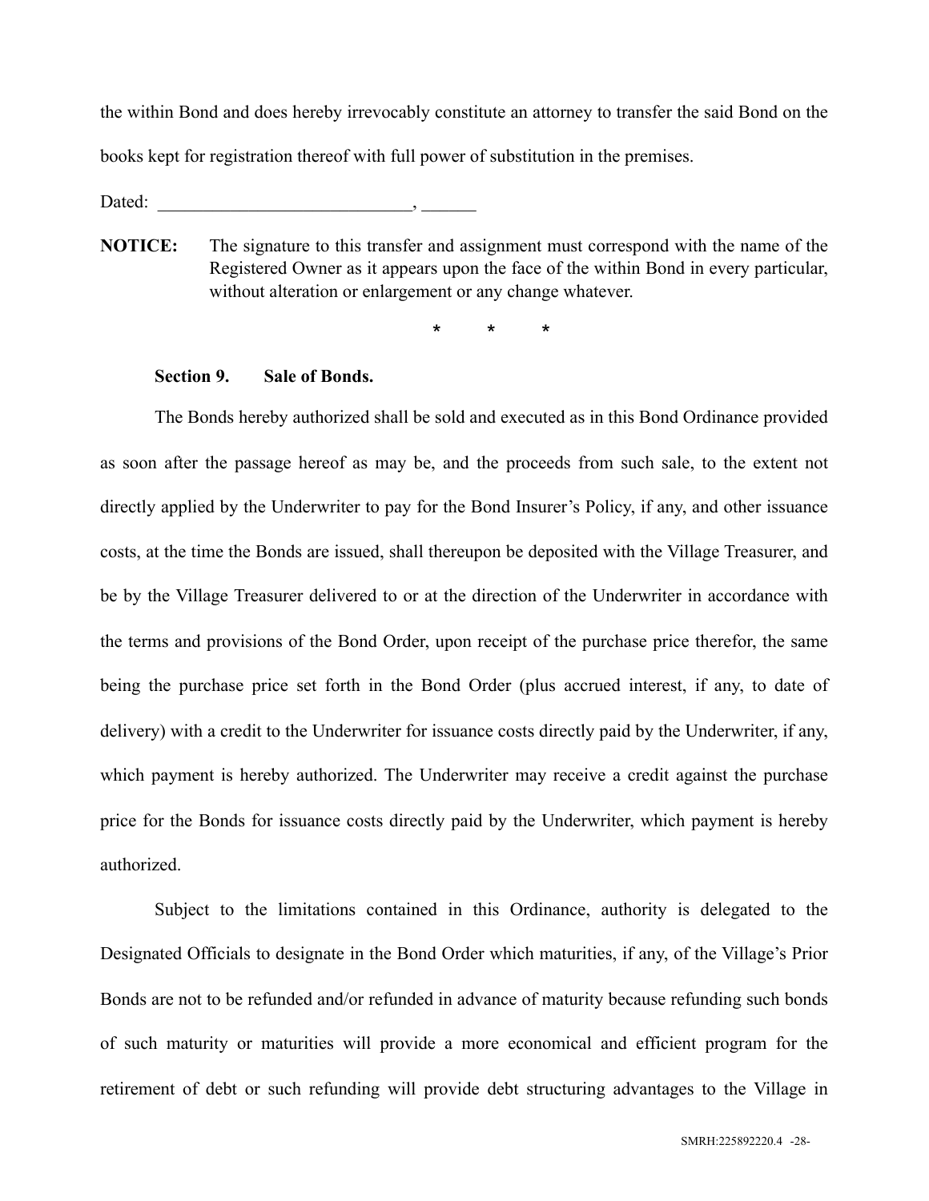the within Bond and does hereby irrevocably constitute an attorney to transfer the said Bond on the books kept for registration thereof with full power of substitution in the premises.

Dated: ____________________________, ______

**NOTICE:** The signature to this transfer and assignment must correspond with the name of the Registered Owner as it appears upon the face of the within Bond in every particular, without alteration or enlargement or any change whatever.

\* \* \*

**Section 9. Sale of Bonds.**

The Bonds hereby authorized shall be sold and executed as in this Bond Ordinance provided as soon after the passage hereof as may be, and the proceeds from such sale, to the extent not directly applied by the Underwriter to pay for the Bond Insurer's Policy, if any, and other issuance costs, at the time the Bonds are issued, shall thereupon be deposited with the Village Treasurer, and be by the Village Treasurer delivered to or at the direction of the Underwriter in accordance with the terms and provisions of the Bond Order, upon receipt of the purchase price therefor, the same being the purchase price set forth in the Bond Order (plus accrued interest, if any, to date of delivery) with a credit to the Underwriter for issuance costs directly paid by the Underwriter, if any, which payment is hereby authorized. The Underwriter may receive a credit against the purchase price for the Bonds for issuance costs directly paid by the Underwriter, which payment is hereby authorized.

Subject to the limitations contained in this Ordinance, authority is delegated to the Designated Officials to designate in the Bond Order which maturities, if any, of the Village's Prior Bonds are not to be refunded and/or refunded in advance of maturity because refunding such bonds of such maturity or maturities will provide a more economical and efficient program for the retirement of debt or such refunding will provide debt structuring advantages to the Village in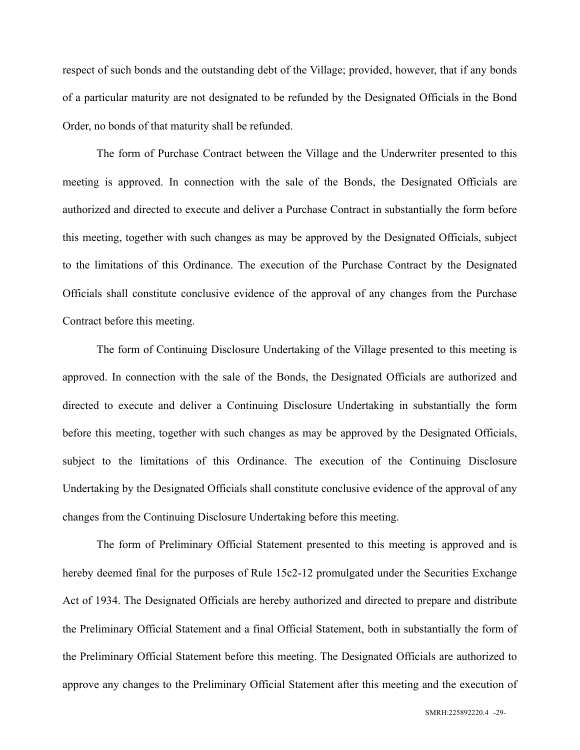respect of such bonds and the outstanding debt of the Village; provided, however, that if any bonds of a particular maturity are not designated to be refunded by the Designated Officials in the Bond Order, no bonds of that maturity shall be refunded.

The form of Purchase Contract between the Village and the Underwriter presented to this meeting is approved. In connection with the sale of the Bonds, the Designated Officials are authorized and directed to execute and deliver a Purchase Contract in substantially the form before this meeting, together with such changes as may be approved by the Designated Officials, subject to the limitations of this Ordinance. The execution of the Purchase Contract by the Designated Officials shall constitute conclusive evidence of the approval of any changes from the Purchase Contract before this meeting.

The form of Continuing Disclosure Undertaking of the Village presented to this meeting is approved. In connection with the sale of the Bonds, the Designated Officials are authorized and directed to execute and deliver a Continuing Disclosure Undertaking in substantially the form before this meeting, together with such changes as may be approved by the Designated Officials, subject to the limitations of this Ordinance. The execution of the Continuing Disclosure Undertaking by the Designated Officials shall constitute conclusive evidence of the approval of any changes from the Continuing Disclosure Undertaking before this meeting.

The form of Preliminary Official Statement presented to this meeting is approved and is hereby deemed final for the purposes of Rule 15c2-12 promulgated under the Securities Exchange Act of 1934. The Designated Officials are hereby authorized and directed to prepare and distribute the Preliminary Official Statement and a final Official Statement, both in substantially the form of the Preliminary Official Statement before this meeting. The Designated Officials are authorized to approve any changes to the Preliminary Official Statement after this meeting and the execution of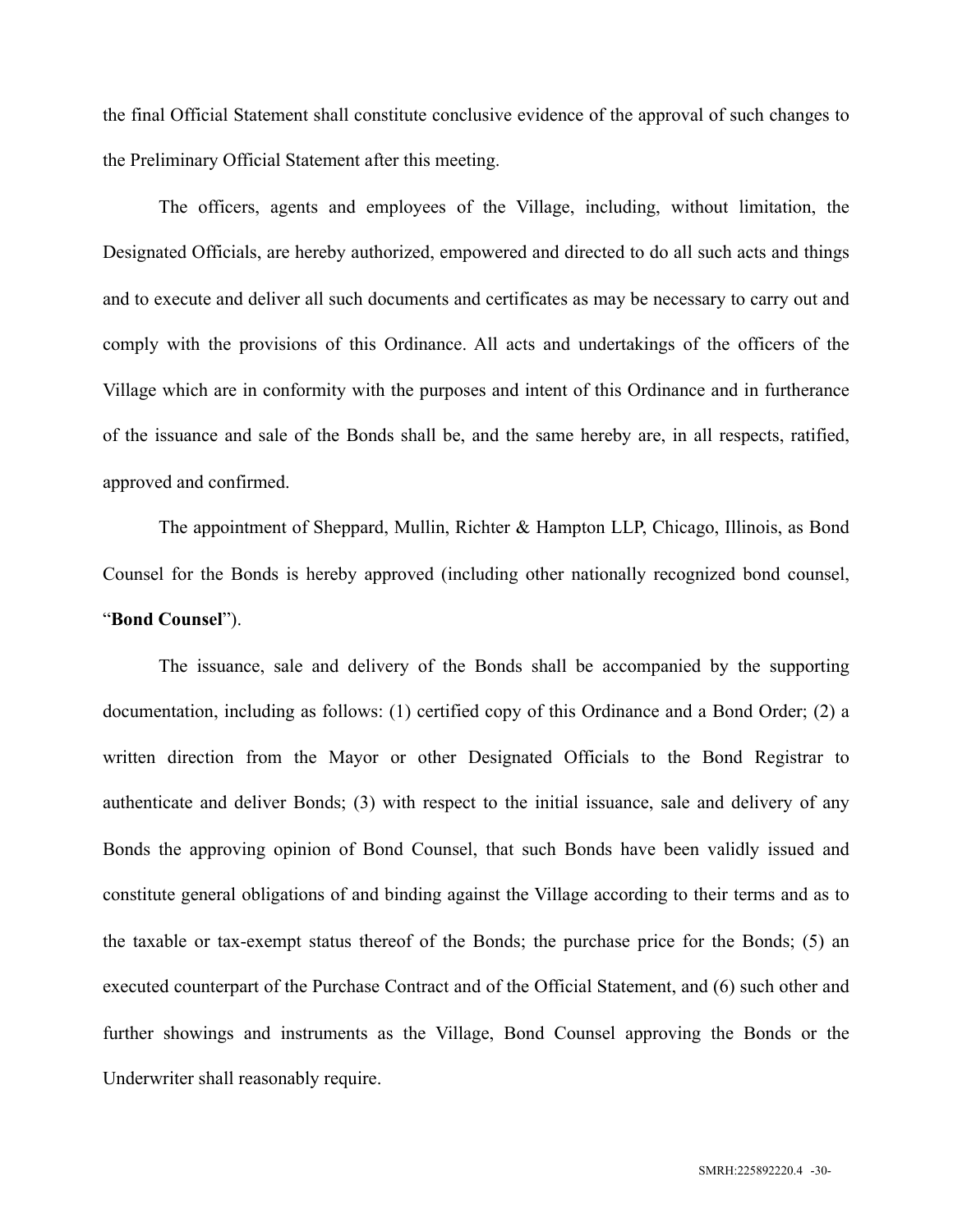the final Official Statement shall constitute conclusive evidence of the approval of such changes to the Preliminary Official Statement after this meeting.

The officers, agents and employees of the Village, including, without limitation, the Designated Officials, are hereby authorized, empowered and directed to do all such acts and things and to execute and deliver all such documents and certificates as may be necessary to carry out and comply with the provisions of this Ordinance. All acts and undertakings of the officers of the Village which are in conformity with the purposes and intent of this Ordinance and in furtherance of the issuance and sale of the Bonds shall be, and the same hereby are, in all respects, ratified, approved and confirmed.

The appointment of Sheppard, Mullin, Richter & Hampton LLP, Chicago, Illinois, as Bond Counsel for the Bonds is hereby approved (including other nationally recognized bond counsel, "**Bond Counsel**").

The issuance, sale and delivery of the Bonds shall be accompanied by the supporting documentation, including as follows: (1) certified copy of this Ordinance and a Bond Order; (2) a written direction from the Mayor or other Designated Officials to the Bond Registrar to authenticate and deliver Bonds; (3) with respect to the initial issuance, sale and delivery of any Bonds the approving opinion of Bond Counsel, that such Bonds have been validly issued and constitute general obligations of and binding against the Village according to their terms and as to the taxable or tax-exempt status thereof of the Bonds; the purchase price for the Bonds; (5) an executed counterpart of the Purchase Contract and of the Official Statement, and (6) such other and further showings and instruments as the Village, Bond Counsel approving the Bonds or the Underwriter shall reasonably require.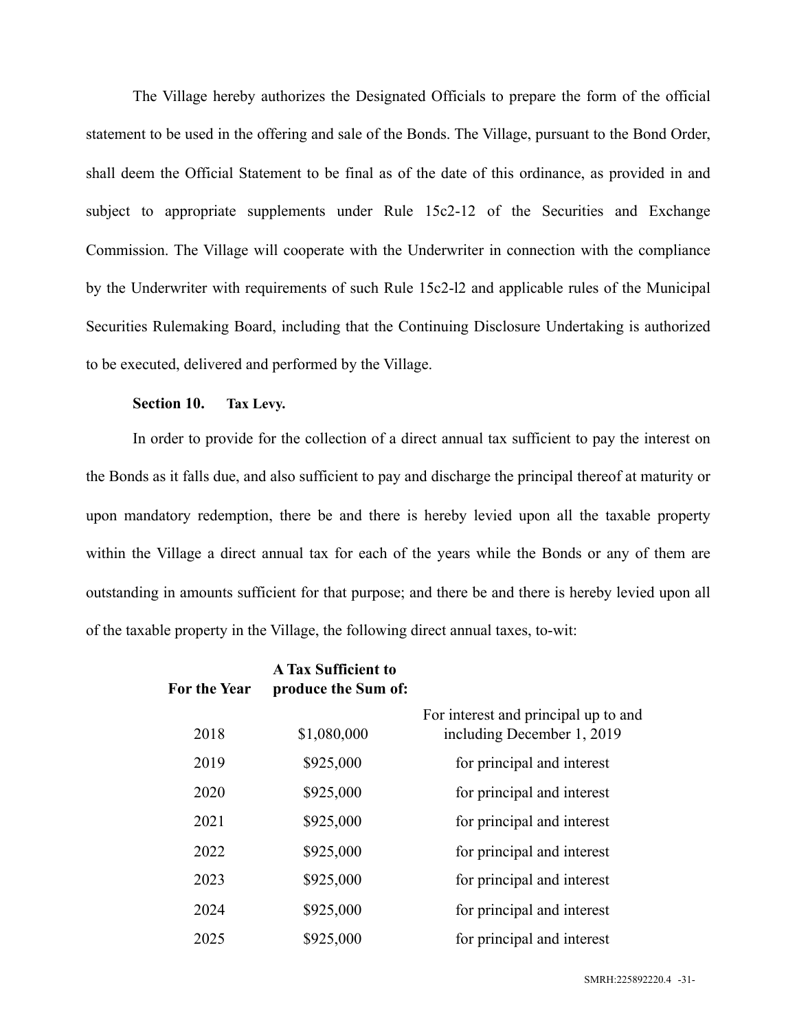The Village hereby authorizes the Designated Officials to prepare the form of the official statement to be used in the offering and sale of the Bonds. The Village, pursuant to the Bond Order, shall deem the Official Statement to be final as of the date of this ordinance, as provided in and subject to appropriate supplements under Rule 15c2-12 of the Securities and Exchange Commission. The Village will cooperate with the Underwriter in connection with the compliance by the Underwriter with requirements of such Rule 15c2-l2 and applicable rules of the Municipal Securities Rulemaking Board, including that the Continuing Disclosure Undertaking is authorized to be executed, delivered and performed by the Village.

**Section 10. Tax Levy.**

In order to provide for the collection of a direct annual tax sufficient to pay the interest on the Bonds as it falls due, and also sufficient to pay and discharge the principal thereof at maturity or upon mandatory redemption, there be and there is hereby levied upon all the taxable property within the Village a direct annual tax for each of the years while the Bonds or any of them are outstanding in amounts sufficient for that purpose; and there be and there is hereby levied upon all of the taxable property in the Village, the following direct annual taxes, to-wit:

| For the Year | A Tax Sufficient to produce the Sum of: | |
|---|---|---|
| 2018 | $1,080,000 | For interest and principal up to and including December 1, 2019 |
| 2019 | $925,000 | for principal and interest |
| 2020 | $925,000 | for principal and interest |
| 2021 | $925,000 | for principal and interest |
| 2022 | $925,000 | for principal and interest |
| 2023 | $925,000 | for principal and interest |
| 2024 | $925,000 | for principal and interest |
| 2025 | $925,000 | for principal and interest |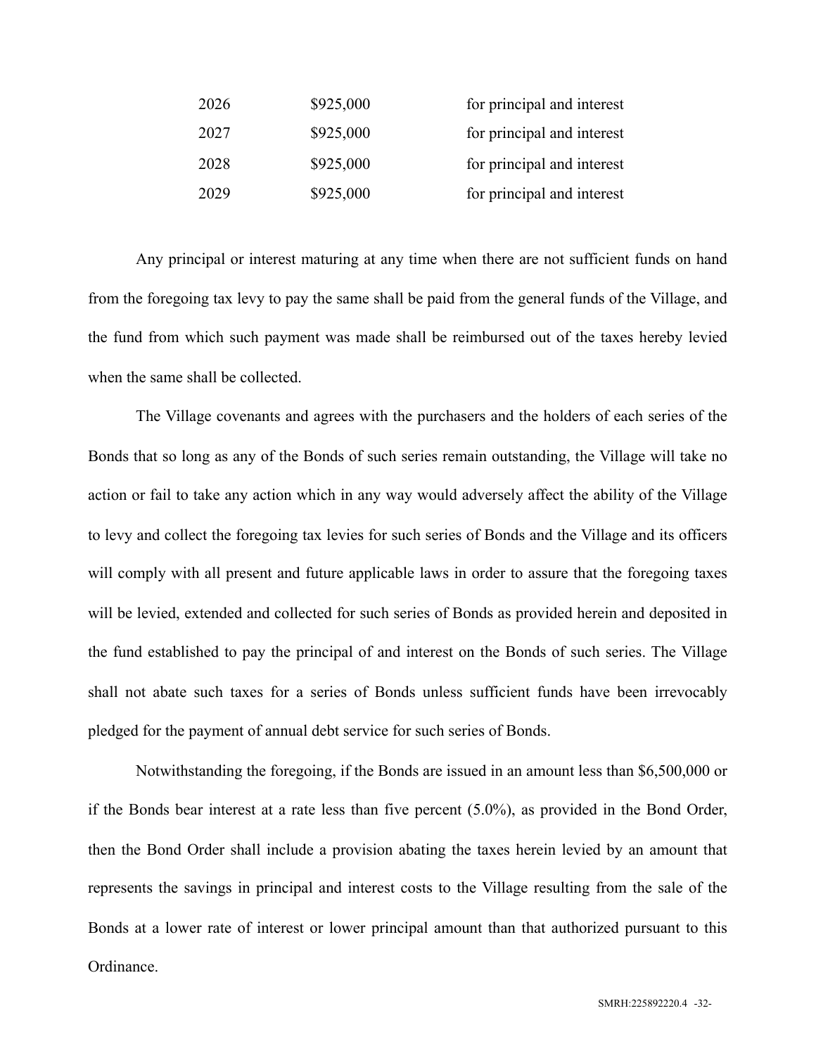| | | |
|---|---|---|
| 2026 | $925,000 | for principal and interest |
| 2027 | $925,000 | for principal and interest |
| 2028 | $925,000 | for principal and interest |
| 2029 | $925,000 | for principal and interest |

Any principal or interest maturing at any time when there are not sufficient funds on hand from the foregoing tax levy to pay the same shall be paid from the general funds of the Village, and the fund from which such payment was made shall be reimbursed out of the taxes hereby levied when the same shall be collected.

The Village covenants and agrees with the purchasers and the holders of each series of the Bonds that so long as any of the Bonds of such series remain outstanding, the Village will take no action or fail to take any action which in any way would adversely affect the ability of the Village to levy and collect the foregoing tax levies for such series of Bonds and the Village and its officers will comply with all present and future applicable laws in order to assure that the foregoing taxes will be levied, extended and collected for such series of Bonds as provided herein and deposited in the fund established to pay the principal of and interest on the Bonds of such series. The Village shall not abate such taxes for a series of Bonds unless sufficient funds have been irrevocably pledged for the payment of annual debt service for such series of Bonds.

Notwithstanding the foregoing, if the Bonds are issued in an amount less than $6,500,000 or if the Bonds bear interest at a rate less than five percent (5.0%), as provided in the Bond Order, then the Bond Order shall include a provision abating the taxes herein levied by an amount that represents the savings in principal and interest costs to the Village resulting from the sale of the Bonds at a lower rate of interest or lower principal amount than that authorized pursuant to this Ordinance.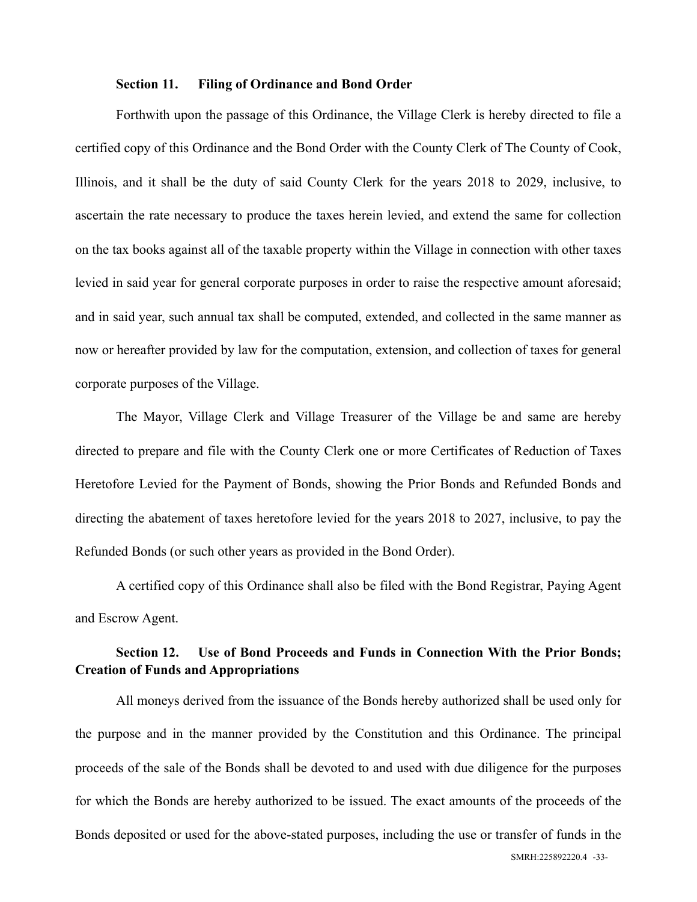**Section 11. Filing of Ordinance and Bond Order**

Forthwith upon the passage of this Ordinance, the Village Clerk is hereby directed to file a certified copy of this Ordinance and the Bond Order with the County Clerk of The County of Cook, Illinois, and it shall be the duty of said County Clerk for the years 2018 to 2029, inclusive, to ascertain the rate necessary to produce the taxes herein levied, and extend the same for collection on the tax books against all of the taxable property within the Village in connection with other taxes levied in said year for general corporate purposes in order to raise the respective amount aforesaid; and in said year, such annual tax shall be computed, extended, and collected in the same manner as now or hereafter provided by law for the computation, extension, and collection of taxes for general corporate purposes of the Village.

The Mayor, Village Clerk and Village Treasurer of the Village be and same are hereby directed to prepare and file with the County Clerk one or more Certificates of Reduction of Taxes Heretofore Levied for the Payment of Bonds, showing the Prior Bonds and Refunded Bonds and directing the abatement of taxes heretofore levied for the years 2018 to 2027, inclusive, to pay the Refunded Bonds (or such other years as provided in the Bond Order).

A certified copy of this Ordinance shall also be filed with the Bond Registrar, Paying Agent and Escrow Agent.

**Section 12. Use of Bond Proceeds and Funds in Connection With the Prior Bonds; Creation of Funds and Appropriations**

All moneys derived from the issuance of the Bonds hereby authorized shall be used only for the purpose and in the manner provided by the Constitution and this Ordinance. The principal proceeds of the sale of the Bonds shall be devoted to and used with due diligence for the purposes for which the Bonds are hereby authorized to be issued. The exact amounts of the proceeds of the Bonds deposited or used for the above-stated purposes, including the use or transfer of funds in the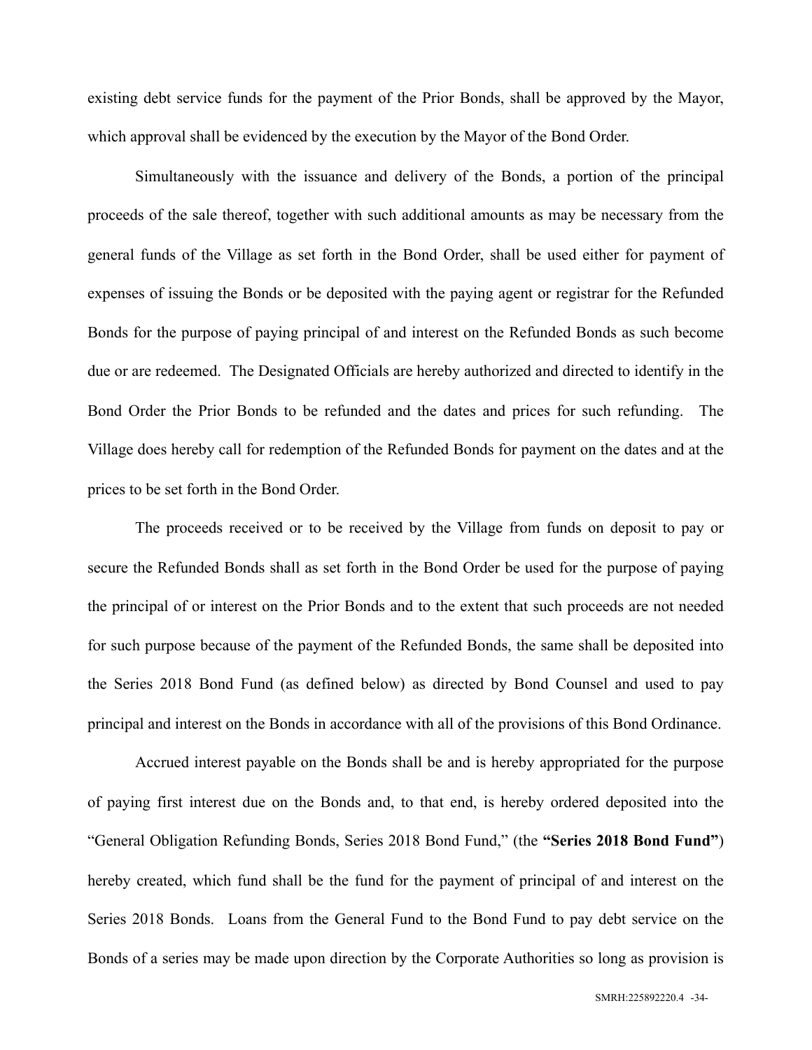existing debt service funds for the payment of the Prior Bonds, shall be approved by the Mayor, which approval shall be evidenced by the execution by the Mayor of the Bond Order.

Simultaneously with the issuance and delivery of the Bonds, a portion of the principal proceeds of the sale thereof, together with such additional amounts as may be necessary from the general funds of the Village as set forth in the Bond Order, shall be used either for payment of expenses of issuing the Bonds or be deposited with the paying agent or registrar for the Refunded Bonds for the purpose of paying principal of and interest on the Refunded Bonds as such become due or are redeemed. The Designated Officials are hereby authorized and directed to identify in the Bond Order the Prior Bonds to be refunded and the dates and prices for such refunding. The Village does hereby call for redemption of the Refunded Bonds for payment on the dates and at the prices to be set forth in the Bond Order.

The proceeds received or to be received by the Village from funds on deposit to pay or secure the Refunded Bonds shall as set forth in the Bond Order be used for the purpose of paying the principal of or interest on the Prior Bonds and to the extent that such proceeds are not needed for such purpose because of the payment of the Refunded Bonds, the same shall be deposited into the Series 2018 Bond Fund (as defined below) as directed by Bond Counsel and used to pay principal and interest on the Bonds in accordance with all of the provisions of this Bond Ordinance.

Accrued interest payable on the Bonds shall be and is hereby appropriated for the purpose of paying first interest due on the Bonds and, to that end, is hereby ordered deposited into the "General Obligation Refunding Bonds, Series 2018 Bond Fund," (the **"Series 2018 Bond Fund"**) hereby created, which fund shall be the fund for the payment of principal of and interest on the Series 2018 Bonds. Loans from the General Fund to the Bond Fund to pay debt service on the Bonds of a series may be made upon direction by the Corporate Authorities so long as provision is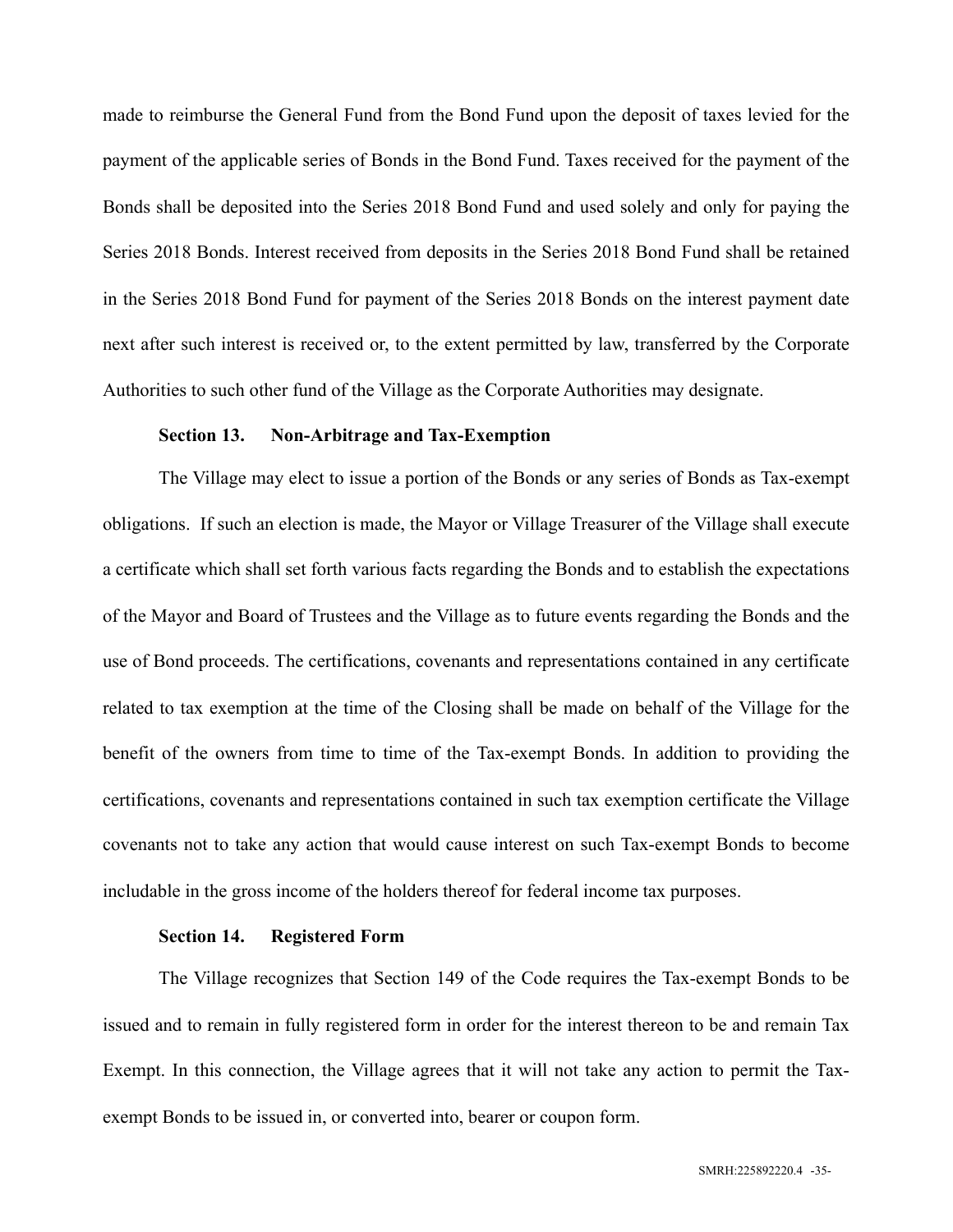made to reimburse the General Fund from the Bond Fund upon the deposit of taxes levied for the payment of the applicable series of Bonds in the Bond Fund. Taxes received for the payment of the Bonds shall be deposited into the Series 2018 Bond Fund and used solely and only for paying the Series 2018 Bonds. Interest received from deposits in the Series 2018 Bond Fund shall be retained in the Series 2018 Bond Fund for payment of the Series 2018 Bonds on the interest payment date next after such interest is received or, to the extent permitted by law, transferred by the Corporate Authorities to such other fund of the Village as the Corporate Authorities may designate.

**Section 13. Non-Arbitrage and Tax-Exemption**

The Village may elect to issue a portion of the Bonds or any series of Bonds as Tax-exempt obligations. If such an election is made, the Mayor or Village Treasurer of the Village shall execute a certificate which shall set forth various facts regarding the Bonds and to establish the expectations of the Mayor and Board of Trustees and the Village as to future events regarding the Bonds and the use of Bond proceeds. The certifications, covenants and representations contained in any certificate related to tax exemption at the time of the Closing shall be made on behalf of the Village for the benefit of the owners from time to time of the Tax-exempt Bonds. In addition to providing the certifications, covenants and representations contained in such tax exemption certificate the Village covenants not to take any action that would cause interest on such Tax-exempt Bonds to become includable in the gross income of the holders thereof for federal income tax purposes.

**Section 14. Registered Form**

The Village recognizes that Section 149 of the Code requires the Tax-exempt Bonds to be issued and to remain in fully registered form in order for the interest thereon to be and remain Tax Exempt. In this connection, the Village agrees that it will not take any action to permit the Tax-exempt Bonds to be issued in, or converted into, bearer or coupon form.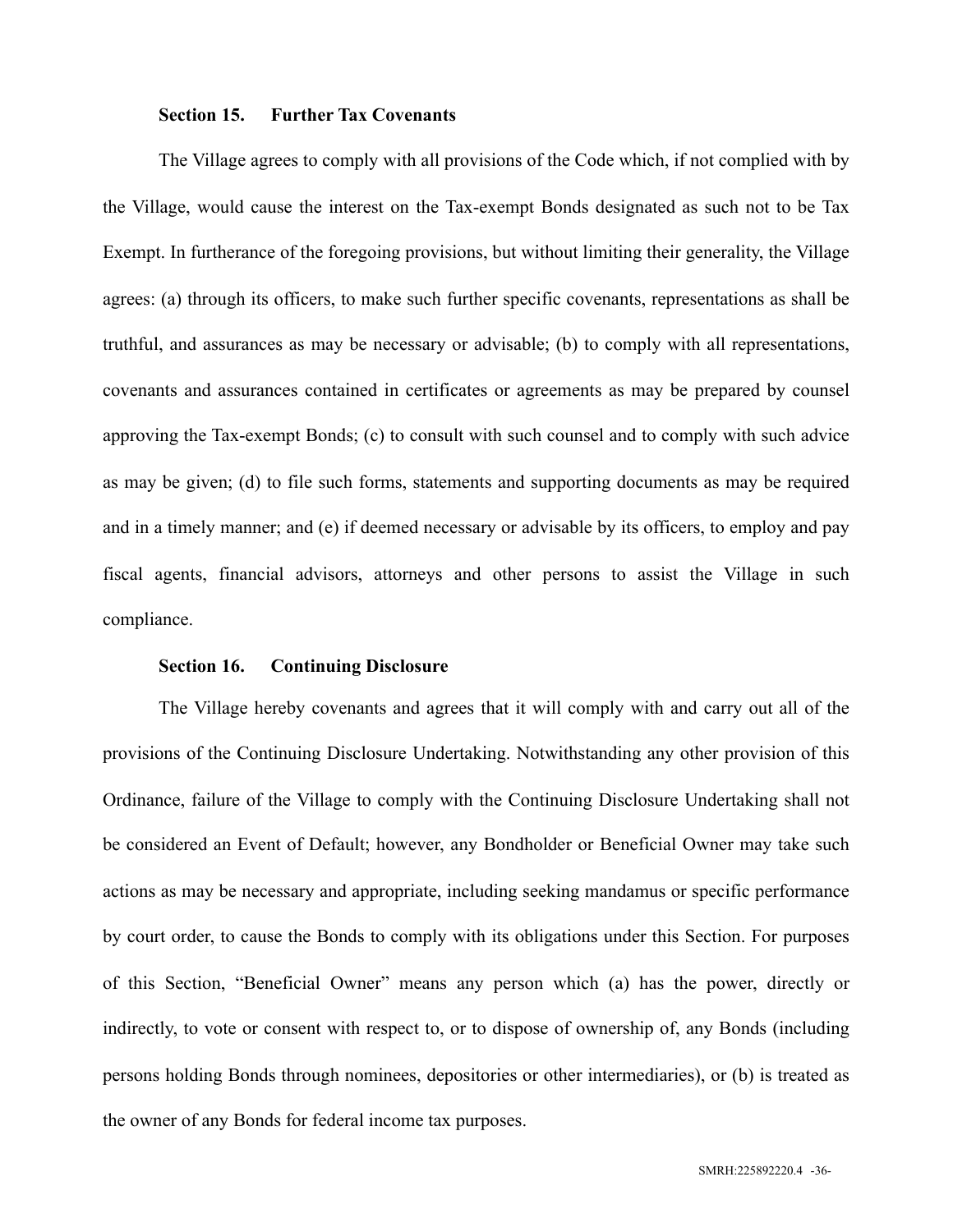**Section 15. Further Tax Covenants**

The Village agrees to comply with all provisions of the Code which, if not complied with by the Village, would cause the interest on the Tax-exempt Bonds designated as such not to be Tax Exempt. In furtherance of the foregoing provisions, but without limiting their generality, the Village agrees: (a) through its officers, to make such further specific covenants, representations as shall be truthful, and assurances as may be necessary or advisable; (b) to comply with all representations, covenants and assurances contained in certificates or agreements as may be prepared by counsel approving the Tax-exempt Bonds; (c) to consult with such counsel and to comply with such advice as may be given; (d) to file such forms, statements and supporting documents as may be required and in a timely manner; and (e) if deemed necessary or advisable by its officers, to employ and pay fiscal agents, financial advisors, attorneys and other persons to assist the Village in such compliance.

**Section 16. Continuing Disclosure**

The Village hereby covenants and agrees that it will comply with and carry out all of the provisions of the Continuing Disclosure Undertaking. Notwithstanding any other provision of this Ordinance, failure of the Village to comply with the Continuing Disclosure Undertaking shall not be considered an Event of Default; however, any Bondholder or Beneficial Owner may take such actions as may be necessary and appropriate, including seeking mandamus or specific performance by court order, to cause the Bonds to comply with its obligations under this Section. For purposes of this Section, "Beneficial Owner" means any person which (a) has the power, directly or indirectly, to vote or consent with respect to, or to dispose of ownership of, any Bonds (including persons holding Bonds through nominees, depositories or other intermediaries), or (b) is treated as the owner of any Bonds for federal income tax purposes.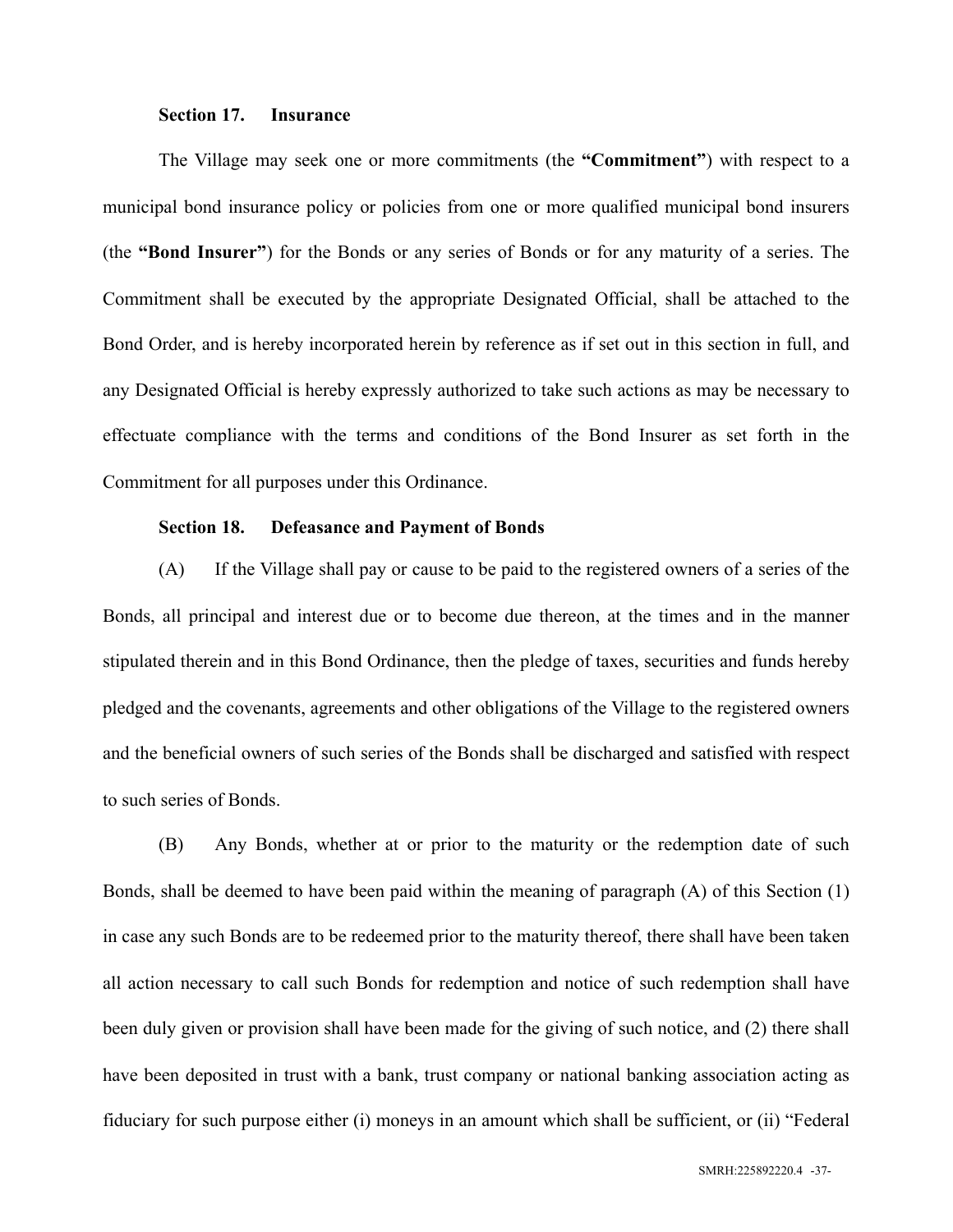**Section 17. Insurance**

The Village may seek one or more commitments (the **"Commitment"**) with respect to a municipal bond insurance policy or policies from one or more qualified municipal bond insurers (the **"Bond Insurer"**) for the Bonds or any series of Bonds or for any maturity of a series. The Commitment shall be executed by the appropriate Designated Official, shall be attached to the Bond Order, and is hereby incorporated herein by reference as if set out in this section in full, and any Designated Official is hereby expressly authorized to take such actions as may be necessary to effectuate compliance with the terms and conditions of the Bond Insurer as set forth in the Commitment for all purposes under this Ordinance.

**Section 18. Defeasance and Payment of Bonds**

(A) If the Village shall pay or cause to be paid to the registered owners of a series of the Bonds, all principal and interest due or to become due thereon, at the times and in the manner stipulated therein and in this Bond Ordinance, then the pledge of taxes, securities and funds hereby pledged and the covenants, agreements and other obligations of the Village to the registered owners and the beneficial owners of such series of the Bonds shall be discharged and satisfied with respect to such series of Bonds.

(B) Any Bonds, whether at or prior to the maturity or the redemption date of such Bonds, shall be deemed to have been paid within the meaning of paragraph (A) of this Section (1) in case any such Bonds are to be redeemed prior to the maturity thereof, there shall have been taken all action necessary to call such Bonds for redemption and notice of such redemption shall have been duly given or provision shall have been made for the giving of such notice, and (2) there shall have been deposited in trust with a bank, trust company or national banking association acting as fiduciary for such purpose either (i) moneys in an amount which shall be sufficient, or (ii) "Federal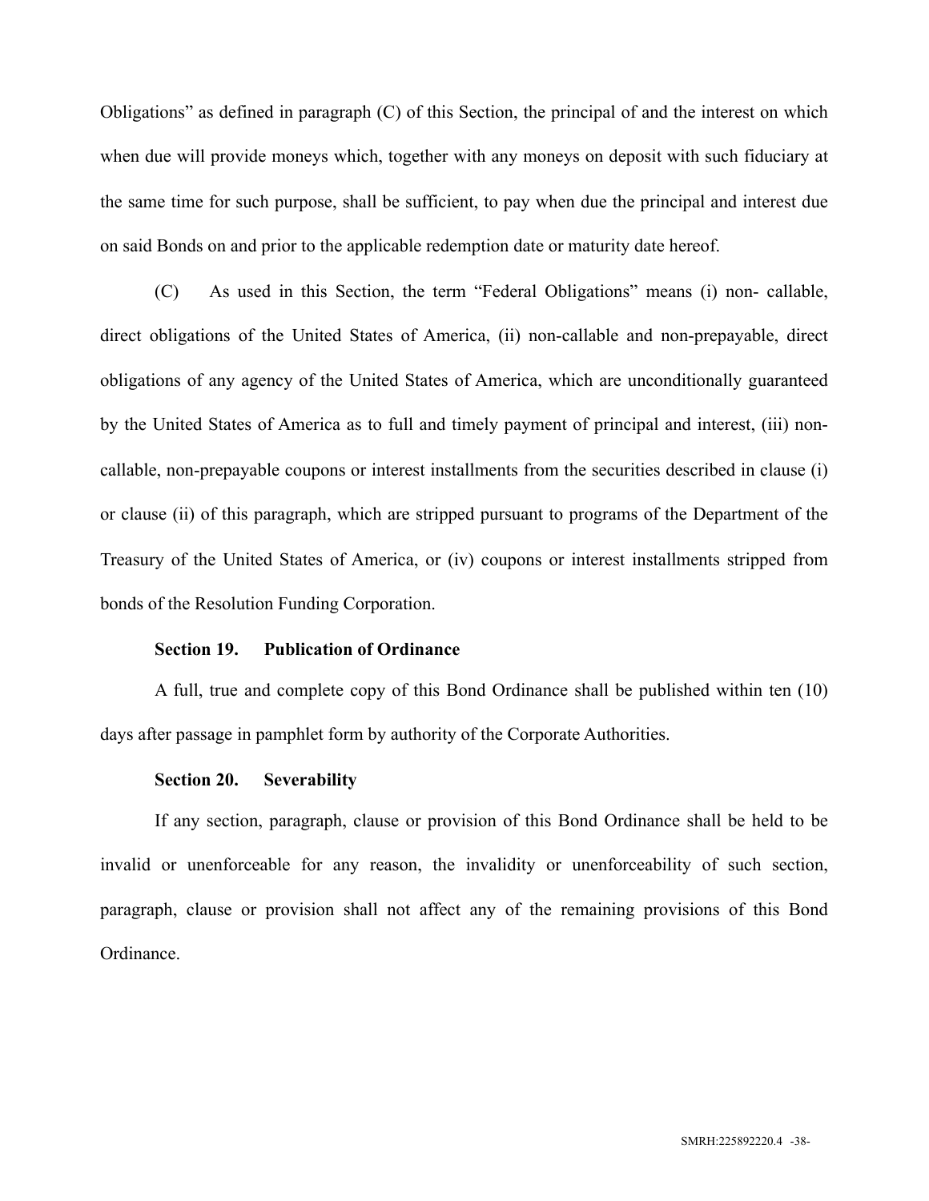Obligations" as defined in paragraph (C) of this Section, the principal of and the interest on which when due will provide moneys which, together with any moneys on deposit with such fiduciary at the same time for such purpose, shall be sufficient, to pay when due the principal and interest due on said Bonds on and prior to the applicable redemption date or maturity date hereof.

(C) As used in this Section, the term "Federal Obligations" means (i) non- callable, direct obligations of the United States of America, (ii) non-callable and non-prepayable, direct obligations of any agency of the United States of America, which are unconditionally guaranteed by the United States of America as to full and timely payment of principal and interest, (iii) non-callable, non-prepayable coupons or interest installments from the securities described in clause (i) or clause (ii) of this paragraph, which are stripped pursuant to programs of the Department of the Treasury of the United States of America, or (iv) coupons or interest installments stripped from bonds of the Resolution Funding Corporation.

**Section 19. Publication of Ordinance**

A full, true and complete copy of this Bond Ordinance shall be published within ten (10) days after passage in pamphlet form by authority of the Corporate Authorities.

**Section 20. Severability**

If any section, paragraph, clause or provision of this Bond Ordinance shall be held to be invalid or unenforceable for any reason, the invalidity or unenforceability of such section, paragraph, clause or provision shall not affect any of the remaining provisions of this Bond Ordinance.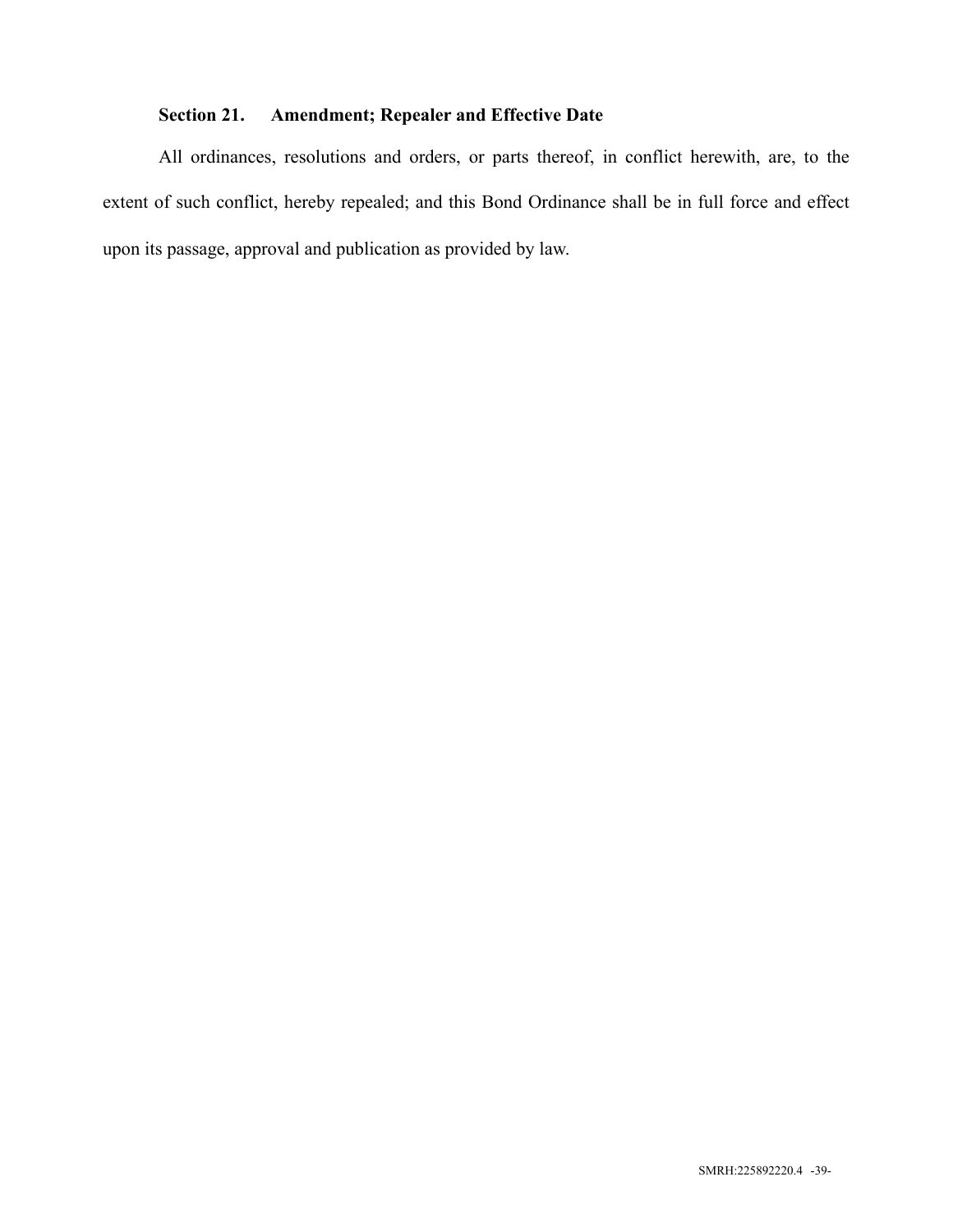### Section 21. Amendment; Repealer and Effective Date

All ordinances, resolutions and orders, or parts thereof, in conflict herewith, are, to the extent of such conflict, hereby repealed; and this Bond Ordinance shall be in full force and effect upon its passage, approval and publication as provided by law.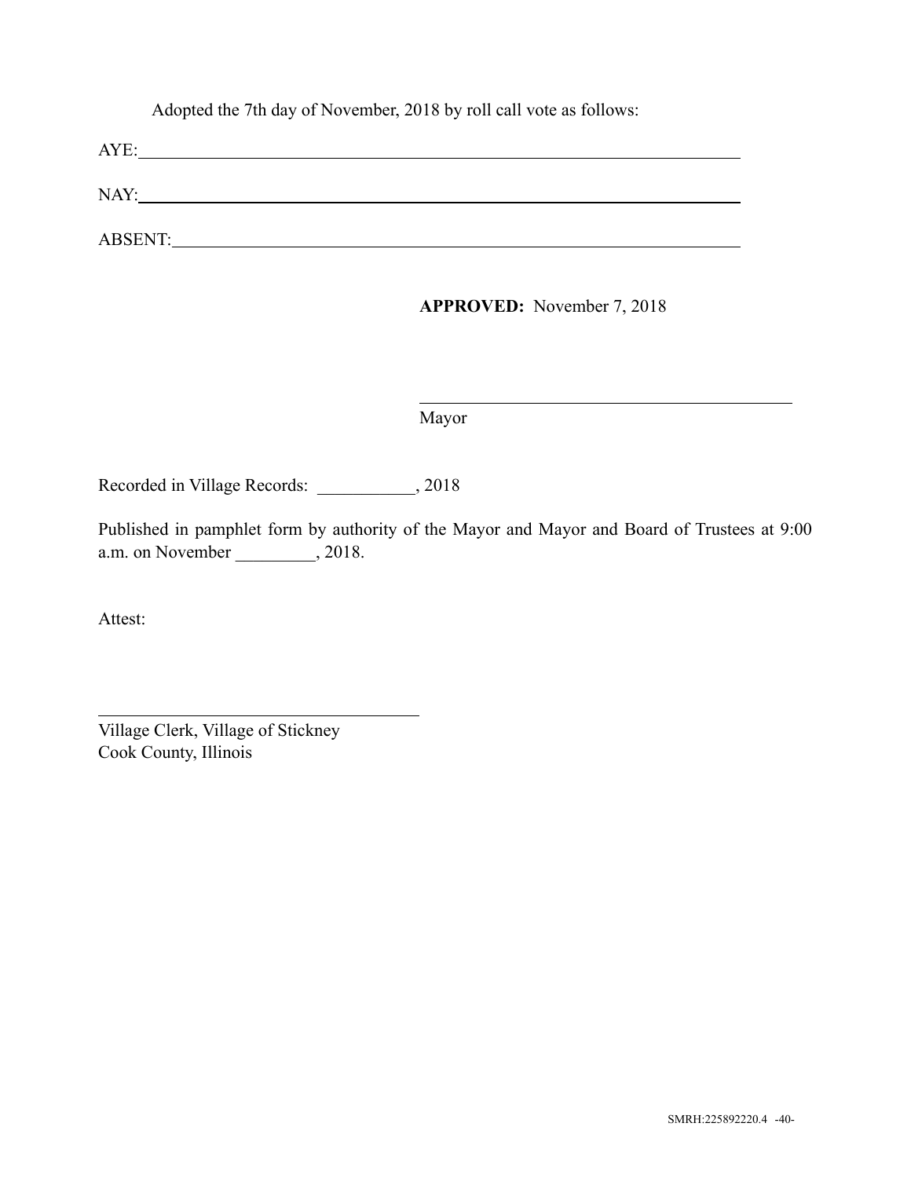Adopted the 7th day of November, 2018 by roll call vote as follows:

AYE: ____________________________________________________________

NAY: ____________________________________________________________

ABSENT: ________________________________________________________

**APPROVED:** November 7, 2018

_________________________________________
Mayor

Recorded in Village Records: ___________, 2018

Published in pamphlet form by authority of the Mayor and Mayor and Board of Trustees at 9:00 a.m. on November _________, 2018.

Attest:

_____________________________________
Village Clerk, Village of Stickney
Cook County, Illinois

SMRH:225892220.4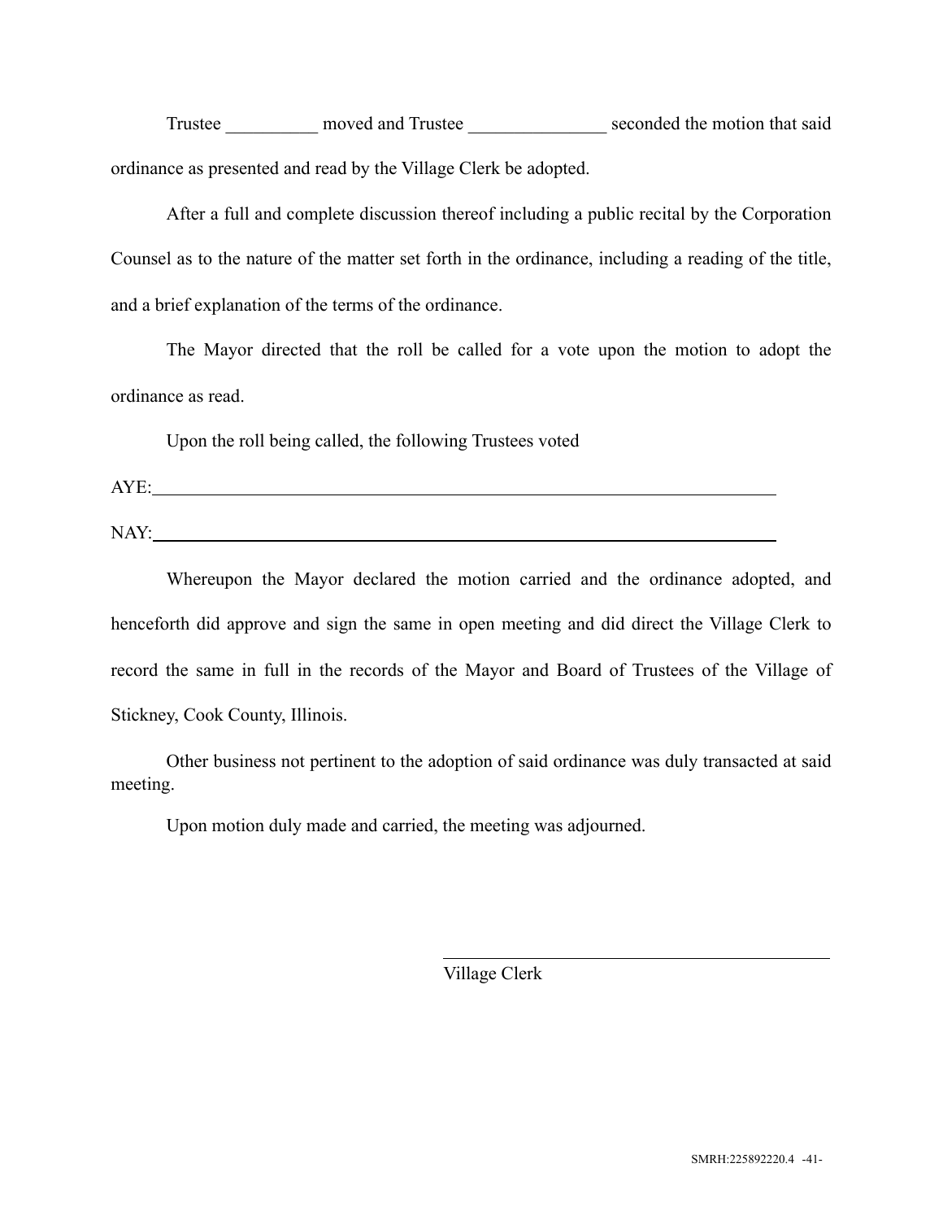Trustee __________ moved and Trustee _______________ seconded the motion that said ordinance as presented and read by the Village Clerk be adopted.

After a full and complete discussion thereof including a public recital by the Corporation Counsel as to the nature of the matter set forth in the ordinance, including a reading of the title, and a brief explanation of the terms of the ordinance.

The Mayor directed that the roll be called for a vote upon the motion to adopt the ordinance as read.

Upon the roll being called, the following Trustees voted

AYE:____________________________________________________________________________

NAY:____________________________________________________________________________

Whereupon the Mayor declared the motion carried and the ordinance adopted, and henceforth did approve and sign the same in open meeting and did direct the Village Clerk to record the same in full in the records of the Mayor and Board of Trustees of the Village of Stickney, Cook County, Illinois.

Other business not pertinent to the adoption of said ordinance was duly transacted at said meeting.

Upon motion duly made and carried, the meeting was adjourned.

______________________________________
Village Clerk

SMRH:225892220.4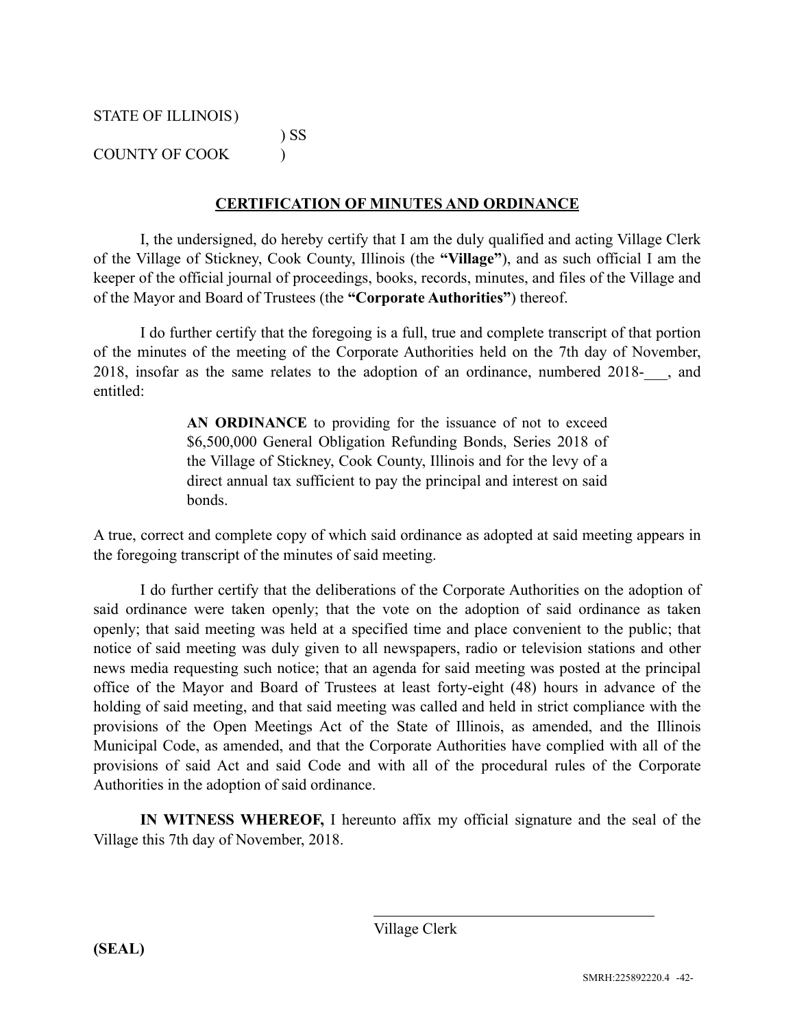STATE OF ILLINOIS )
 ) SS
COUNTY OF COOK )

**CERTIFICATION OF MINUTES AND ORDINANCE**

I, the undersigned, do hereby certify that I am the duly qualified and acting Village Clerk of the Village of Stickney, Cook County, Illinois (the **"Village"**), and as such official I am the keeper of the official journal of proceedings, books, records, minutes, and files of the Village and of the Mayor and Board of Trustees (the **"Corporate Authorities"**) thereof.

I do further certify that the foregoing is a full, true and complete transcript of that portion of the minutes of the meeting of the Corporate Authorities held on the 7th day of November, 2018, insofar as the same relates to the adoption of an ordinance, numbered 2018-___, and entitled:

> **AN ORDINANCE** to providing for the issuance of not to exceed $6,500,000 General Obligation Refunding Bonds, Series 2018 of the Village of Stickney, Cook County, Illinois and for the levy of a direct annual tax sufficient to pay the principal and interest on said bonds.

A true, correct and complete copy of which said ordinance as adopted at said meeting appears in the foregoing transcript of the minutes of said meeting.

I do further certify that the deliberations of the Corporate Authorities on the adoption of said ordinance were taken openly; that the vote on the adoption of said ordinance as taken openly; that said meeting was held at a specified time and place convenient to the public; that notice of said meeting was duly given to all newspapers, radio or television stations and other news media requesting such notice; that an agenda for said meeting was posted at the principal office of the Mayor and Board of Trustees at least forty-eight (48) hours in advance of the holding of said meeting, and that said meeting was called and held in strict compliance with the provisions of the Open Meetings Act of the State of Illinois, as amended, and the Illinois Municipal Code, as amended, and that the Corporate Authorities have complied with all of the provisions of said Act and said Code and with all of the procedural rules of the Corporate Authorities in the adoption of said ordinance.

**IN WITNESS WHEREOF,** I hereunto affix my official signature and the seal of the Village this 7th day of November, 2018.

\_\_\_\_\_\_\_\_\_\_\_\_\_\_\_\_\_\_\_\_\_\_\_\_\_\_\_\_\_\_\_\_\_\_\_\_\_\_
Village Clerk

**(SEAL)**

SMRH:225892220.4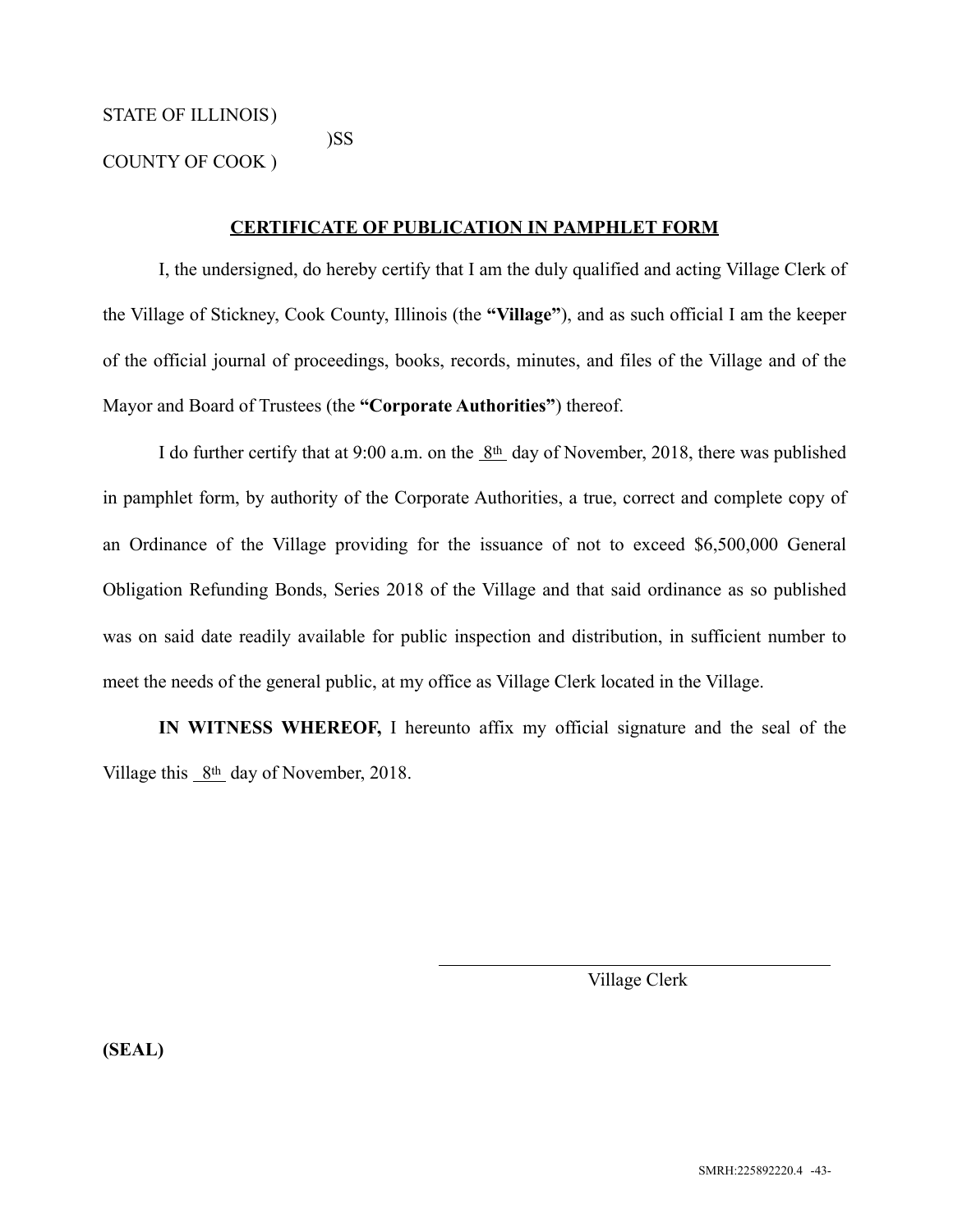STATE OF ILLINOIS )
)SS
COUNTY OF COOK )

**CERTIFICATE OF PUBLICATION IN PAMPHLET FORM**

I, the undersigned, do hereby certify that I am the duly qualified and acting Village Clerk of the Village of Stickney, Cook County, Illinois (the **"Village"**), and as such official I am the keeper of the official journal of proceedings, books, records, minutes, and files of the Village and of the Mayor and Board of Trustees (the **"Corporate Authorities"**) thereof.

I do further certify that at 9:00 a.m. on the 8th day of November, 2018, there was published in pamphlet form, by authority of the Corporate Authorities, a true, correct and complete copy of an Ordinance of the Village providing for the issuance of not to exceed $6,500,000 General Obligation Refunding Bonds, Series 2018 of the Village and that said ordinance as so published was on said date readily available for public inspection and distribution, in sufficient number to meet the needs of the general public, at my office as Village Clerk located in the Village.

**IN WITNESS WHEREOF,** I hereunto affix my official signature and the seal of the Village this 8th day of November, 2018.

\_\_\_\_\_\_\_\_\_\_\_\_\_\_\_\_\_\_\_\_\_\_\_\_\_\_\_\_\_\_\_\_\_\_\_\_\_\_\_\_
Village Clerk

**(SEAL)**

SMRH:225892220.4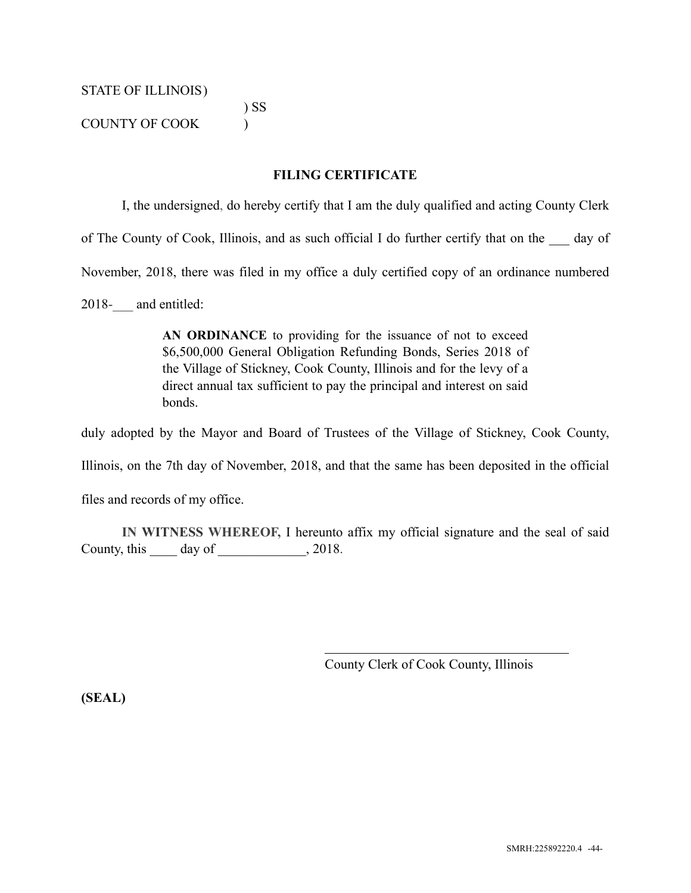STATE OF ILLINOIS )
) SS
COUNTY OF COOK )

**FILING CERTIFICATE**

I, the undersigned, do hereby certify that I am the duly qualified and acting County Clerk of The County of Cook, Illinois, and as such official I do further certify that on the ___ day of November, 2018, there was filed in my office a duly certified copy of an ordinance numbered 2018-___ and entitled:

> **AN ORDINANCE** to providing for the issuance of not to exceed $6,500,000 General Obligation Refunding Bonds, Series 2018 of the Village of Stickney, Cook County, Illinois and for the levy of a direct annual tax sufficient to pay the principal and interest on said bonds.

duly adopted by the Mayor and Board of Trustees of the Village of Stickney, Cook County, Illinois, on the 7th day of November, 2018, and that the same has been deposited in the official files and records of my office.

**IN WITNESS WHEREOF,** I hereunto affix my official signature and the seal of said County, this ____ day of _____________, 2018.

_______________________________________
County Clerk of Cook County, Illinois

**(SEAL)**

SMRH:225892220.4